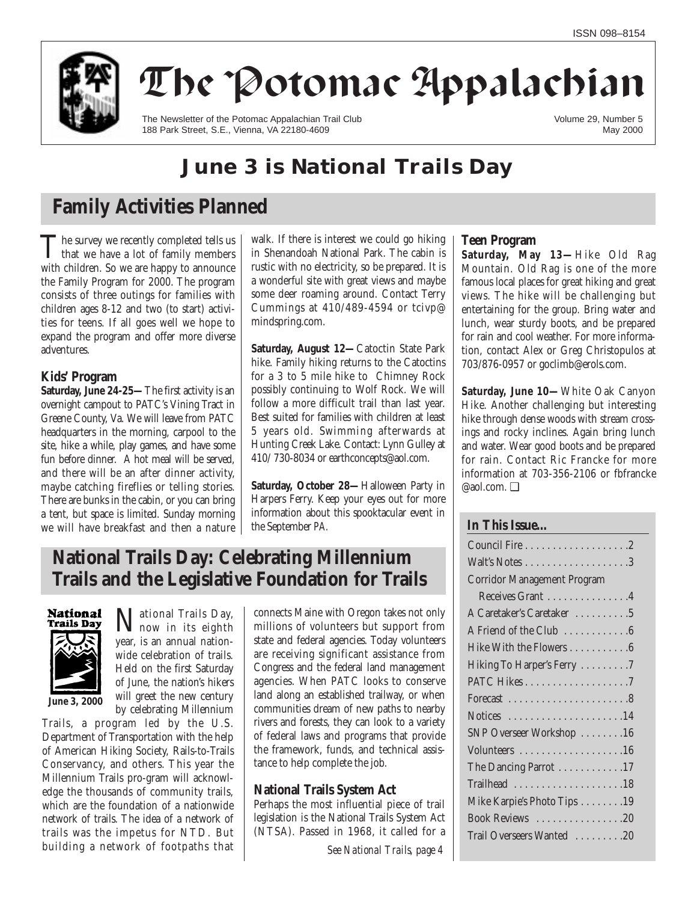ISSN 098–8154

# The Potomac Appalachian

The Newsletter of the Potomac Appalachian Trail Club
188 Park Street, S.E., Vienna, VA 22180-4609

Volume 29, Number 5
May 2000

# June 3 is National Trails Day

## Family Activities Planned

The survey we recently completed tells us that we have a lot of family members with children. So we are happy to announce the Family Program for 2000. The program consists of three outings for families with children ages 8-12 and two (to start) activities for teens. If all goes well we hope to expand the program and offer more diverse adventures.

### Kids' Program

**Saturday, June 24-25—** The first activity is an overnight campout to PATC's Vining Tract in Greene County, Va. We will leave from PATC headquarters in the morning, carpool to the site, hike a while, play games, and have some fun before dinner. A hot meal will be served, and there will be an after dinner activity, maybe catching fireflies or telling stories. There are bunks in the cabin, or you can bring a tent, but space is limited. Sunday morning we will have breakfast and then a nature walk. If there is interest we could go hiking in Shenandoah National Park. The cabin is rustic with no electricity, so be prepared. It is a wonderful site with great views and maybe some deer roaming around. Contact Terry Cummings at 410/489-4594 or tcivp@mindspring.com.

**Saturday, August 12—** Catoctin State Park hike. Family hiking returns to the Catoctins for a 3 to 5 mile hike to Chimney Rock possibly continuing to Wolf Rock. We will follow a more difficult trail than last year. Best suited for families with children at least 5 years old. Swimming afterwards at Hunting Creek Lake. Contact: Lynn Gulley at 410/ 730-8034 or earthconcepts@aol.com.

**Saturday, October 28—** Halloween Party in Harpers Ferry. Keep your eyes out for more information about this spooktacular event in the September *PA*.

### Teen Program

**Saturday, May 13—** Hike Old Rag Mountain. Old Rag is one of the more famous local places for great hiking and great views. The hike will be challenging but entertaining for the group. Bring water and lunch, wear sturdy boots, and be prepared for rain and cool weather. For more information, contact Alex or Greg Christopulos at 703/876-0957 or goclimb@erols.com.

**Saturday, June 10—** White Oak Canyon Hike. Another challenging but interesting hike through dense woods with stream crossings and rocky inclines. Again bring lunch and water. Wear good boots and be prepared for rain. Contact Ric Francke for more information at 703-356-2106 or fbfrancke@aol.com. ❑

### In This Issue...

- Council Fire . . . . . 2
- Walt's Notes . . . . . 3
- Corridor Management Program Receives Grant . . . . . 4
- A Caretaker's Caretaker . . . . . 5
- A Friend of the Club . . . . . 6
- Hike With the Flowers . . . . . 6
- Hiking To Harper's Ferry . . . . . 7
- PATC Hikes . . . . . 7
- Forecast . . . . . 8
- Notices . . . . . 14
- SNP Overseer Workshop . . . . . 16
- Volunteers . . . . . 16
- The Dancing Parrot . . . . . 17
- Trailhead . . . . . 18
- Mike Karpie's Photo Tips . . . . . 19
- Book Reviews . . . . . 20
- Trail Overseers Wanted . . . . . 20

## National Trails Day: Celebrating Millennium Trails and the Legislative Foundation for Trails

National Trails Day
June 3, 2000

National Trails Day, now in its eighth year, is an annual nationwide celebration of trails. Held on the first Saturday of June, the nation's hikers will greet the new century by celebrating Millennium Trails, a program led by the U.S. Department of Transportation with the help of American Hiking Society, Rails-to-Trails Conservancy, and others. This year the Millennium Trails pro-gram will acknowledge the thousands of community trails, which are the foundation of a nationwide network of trails. The idea of a network of trails was the impetus for NTD. But building a network of footpaths that connects Maine with Oregon takes not only millions of volunteers but support from state and federal agencies. Today volunteers are receiving significant assistance from Congress and the federal land management agencies. When PATC looks to conserve land along an established trailway, or when communities dream of new paths to nearby rivers and forests, they can look to a variety of federal laws and programs that provide the framework, funds, and technical assistance to help complete the job.

### National Trails System Act

Perhaps the most influential piece of trail legislation is the National Trails System Act (NTSA). Passed in 1968, it called for a

*See National Trails, page 4*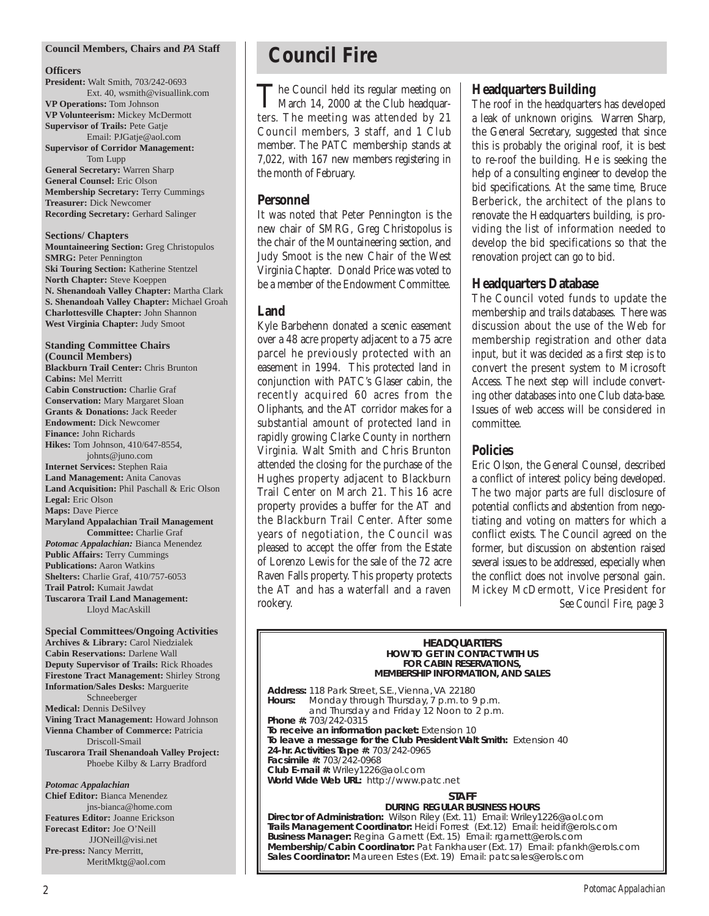# Council Fire

The Council held its regular meeting on March 14, 2000 at the Club headquarters. The meeting was attended by 21 Council members, 3 staff, and 1 Club member. The PATC membership stands at 7,022, with 167 new members registering in the month of February.

## Personnel

It was noted that Peter Pennington is the new chair of SMRG, Greg Christopolus is the chair of the Mountaineering section, and Judy Smoot is the new Chair of the West Virginia Chapter. Donald Price was voted to be a member of the Endowment Committee.

## Land

Kyle Barbehenn donated a scenic easement over a 48 acre property adjacent to a 75 acre parcel he previously protected with an easement in 1994. This protected land in conjunction with PATC's Glaser cabin, the recently acquired 60 acres from the Oliphants, and the AT corridor makes for a substantial amount of protected land in rapidly growing Clarke County in northern Virginia. Walt Smith and Chris Brunton attended the closing for the purchase of the Hughes property adjacent to Blackburn Trail Center on March 21. This 16 acre property provides a buffer for the AT and the Blackburn Trail Center. After some years of negotiation, the Council was pleased to accept the offer from the Estate of Lorenzo Lewis for the sale of the 72 acre Raven Falls property. This property protects the AT and has a waterfall and a raven rookery.

## Headquarters Building

The roof in the headquarters has developed a leak of unknown origins. Warren Sharp, the General Secretary, suggested that since this is probably the original roof, it is best to re-roof the building. He is seeking the help of a consulting engineer to develop the bid specifications. At the same time, Bruce Berberick, the architect of the plans to renovate the Headquarters building, is providing the list of information needed to develop the bid specifications so that the renovation project can go to bid.

## Headquarters Database

The Council voted funds to update the membership and trails databases. There was discussion about the use of the Web for membership registration and other data input, but it was decided as a first step is to convert the present system to Microsoft Access. The next step will include converting other databases into one Club data-base. Issues of web access will be considered in committee.

## Policies

Eric Olson, the General Counsel, described a conflict of interest policy being developed. The two major parts are full disclosure of potential conflicts and abstention from negotiating and voting on matters for which a conflict exists. The Council agreed on the former, but discussion on abstention raised several issues to be addressed, especially when the conflict does not involve personal gain. Mickey McDermott, Vice President for

*See Council Fire, page 3*

---

**Council Members, Chairs and *PA* Staff**

**Officers**

**President:** Walt Smith, 703/242-0693 Ext. 40, wsmith@visuallink.com
**VP Operations:** Tom Johnson
**VP Volunteerism:** Mickey McDermott
**Supervisor of Trails:** Pete Gatje Email: PJGatje@aol.com
**Supervisor of Corridor Management:** Tom Lupp
**General Secretary:** Warren Sharp
**General Counsel:** Eric Olson
**Membership Secretary:** Terry Cummings
**Treasurer:** Dick Newcomer
**Recording Secretary:** Gerhard Salinger

**Sections/ Chapters**

**Mountaineering Section:** Greg Christopulos
**SMRG:** Peter Pennington
**Ski Touring Section:** Katherine Stentzel
**North Chapter:** Steve Koeppen
**N. Shenandoah Valley Chapter:** Martha Clark
**S. Shenandoah Valley Chapter:** Michael Groah
**Charlottesville Chapter:** John Shannon
**West Virginia Chapter:** Judy Smoot

**Standing Committee Chairs (Council Members)**

**Blackburn Trail Center:** Chris Brunton
**Cabins:** Mel Merritt
**Cabin Construction:** Charlie Graf
**Conservation:** Mary Margaret Sloan
**Grants & Donations:** Jack Reeder
**Endowment:** Dick Newcomer
**Finance:** John Richards
**Hikes:** Tom Johnson, 410/647-8554, johnts@juno.com
**Internet Services:** Stephen Raia
**Land Management:** Anita Canovas
**Land Acquisition:** Phil Paschall & Eric Olson
**Legal:** Eric Olson
**Maps:** Dave Pierce
**Maryland Appalachian Trail Management Committee:** Charlie Graf
***Potomac Appalachian:*** Bianca Menendez
**Public Affairs:** Terry Cummings
**Publications:** Aaron Watkins
**Shelters:** Charlie Graf, 410/757-6053
**Trail Patrol:** Kumait Jawdat
**Tuscarora Trail Land Management:** Lloyd MacAskill

**Special Committees/Ongoing Activities**

**Archives & Library:** Carol Niedzialek
**Cabin Reservations:** Darlene Wall
**Deputy Supervisor of Trails:** Rick Rhoades
**Firestone Tract Management:** Shirley Strong
**Information/Sales Desks:** Marguerite Schneeberger
**Medical:** Dennis DeSilvey
**Vining Tract Management:** Howard Johnson
**Vienna Chamber of Commerce:** Patricia Driscoll-Smail
**Tuscarora Trail Shenandoah Valley Project:** Phoebe Kilby & Larry Bradford

***Potomac Appalachian***

**Chief Editor:** Bianca Menendez jns-bianca@home.com
**Features Editor:** Joanne Erickson
**Forecast Editor:** Joe O'Neill JJONeill@visi.net
**Pre-press:** Nancy Merritt, MeritMktg@aol.com

---

**HEADQUARTERS**
**HOW TO GET IN CONTACT WITH US FOR CABIN RESERVATIONS, MEMBERSHIP INFORMATION, AND SALES**

**Address:** 118 Park Street, S.E., Vienna, VA 22180
**Hours:** Monday through Thursday, 7 p.m. to 9 p.m. and Thursday and Friday 12 Noon to 2 p.m.
**Phone #:** 703/242-0315
**To receive an information packet:** Extension 10
**To leave a message for the Club President Walt Smith:** Extension 40
**24-hr. Activities Tape #:** 703/242-0965
**Facsimile #:** 703/242-0968
**Club E-mail #:** Wriley1226@aol.com
**World Wide Web URL:** http://www.patc.net

**STAFF**
**DURING REGULAR BUSINESS HOURS**

**Director of Administration:** Wilson Riley (Ext. 11) Email: Wriley1226@aol.com
**Trails Management Coordinator:** Heidi Forrest (Ext.12) Email: heidif@erols.com
**Business Manager:** Regina Garnett (Ext. 15) Email: rgarnett@erols.com
**Membership/Cabin Coordinator:** Pat Fankhauser (Ext. 17) Email: pfankh@erols.com
**Sales Coordinator:** Maureen Estes (Ext. 19) Email: patcsales@erols.com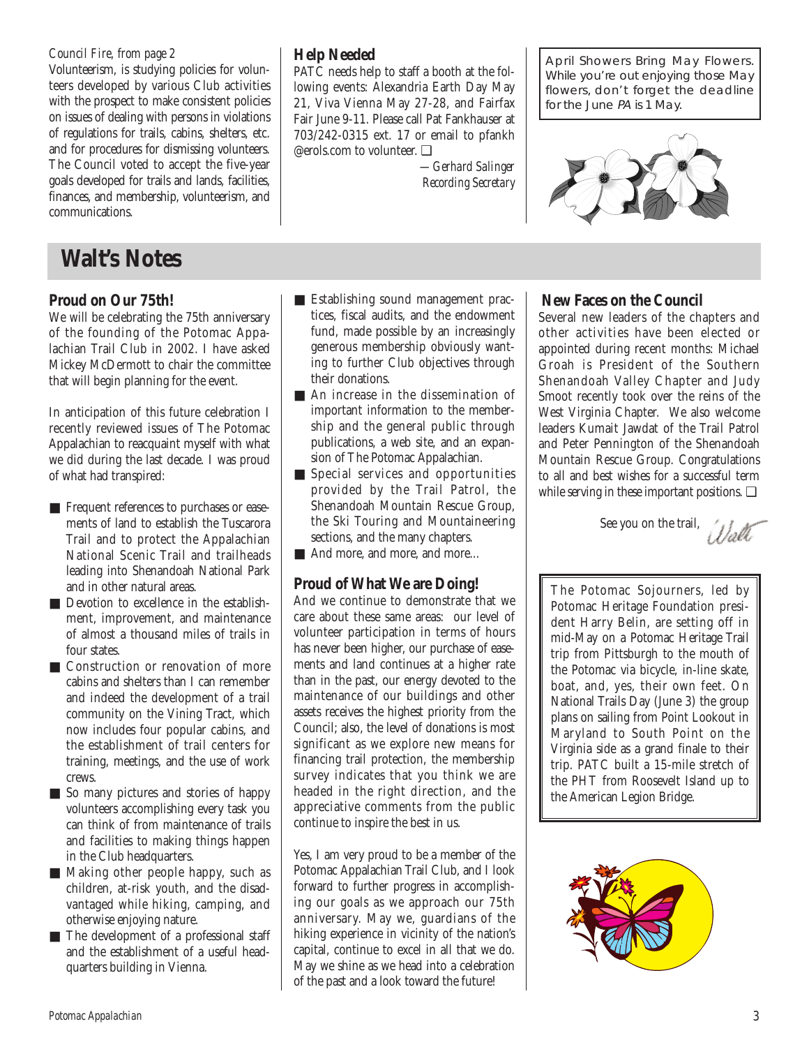*Council Fire, from page 2*

Volunteerism, is studying policies for volunteers developed by various Club activities with the prospect to make consistent policies on issues of dealing with persons in violations of regulations for trails, cabins, shelters, etc. and for procedures for dismissing volunteers. The Council voted to accept the five-year goals developed for trails and lands, facilities, finances, and membership, volunteerism, and communications.

### Help Needed

PATC needs help to staff a booth at the following events: Alexandria Earth Day May 21, Viva Vienna May 27-28, and Fairfax Fair June 9-11. Please call Pat Fankhauser at 703/242-0315 ext. 17 or email to pfankh @erols.com to volunteer. ❑

*—Gerhard Salinger*
*Recording Secretary*

April Showers Bring May Flowers. While you're out enjoying those May flowers, don't forget the deadline for the June *PA* is 1 May.

## Walt's Notes

### Proud on Our 75th!

We will be celebrating the 75th anniversary of the founding of the Potomac Appalachian Trail Club in 2002. I have asked Mickey McDermott to chair the committee that will begin planning for the event.

In anticipation of this future celebration I recently reviewed issues of The Potomac Appalachian to reacquaint myself with what we did during the last decade. I was proud of what had transpired:

- Frequent references to purchases or easements of land to establish the Tuscarora Trail and to protect the Appalachian National Scenic Trail and trailheads leading into Shenandoah National Park and in other natural areas.
- Devotion to excellence in the establishment, improvement, and maintenance of almost a thousand miles of trails in four states.
- Construction or renovation of more cabins and shelters than I can remember and indeed the development of a trail community on the Vining Tract, which now includes four popular cabins, and the establishment of trail centers for training, meetings, and the use of work crews.
- So many pictures and stories of happy volunteers accomplishing every task you can think of from maintenance of trails and facilities to making things happen in the Club headquarters.
- Making other people happy, such as children, at-risk youth, and the disadvantaged while hiking, camping, and otherwise enjoying nature.
- The development of a professional staff and the establishment of a useful headquarters building in Vienna.
- Establishing sound management practices, fiscal audits, and the endowment fund, made possible by an increasingly generous membership obviously wanting to further Club objectives through their donations.
- An increase in the dissemination of important information to the membership and the general public through publications, a web site, and an expansion of The Potomac Appalachian.
- Special services and opportunities provided by the Trail Patrol, the Shenandoah Mountain Rescue Group, the Ski Touring and Mountaineering sections, and the many chapters.
- And more, and more, and more…

### Proud of What We are Doing!

And we continue to demonstrate that we care about these same areas: our level of volunteer participation in terms of hours has never been higher, our purchase of easements and land continues at a higher rate than in the past, our energy devoted to the maintenance of our buildings and other assets receives the highest priority from the Council; also, the level of donations is most significant as we explore new means for financing trail protection, the membership survey indicates that you think we are headed in the right direction, and the appreciative comments from the public continue to inspire the best in us.

Yes, I am very proud to be a member of the Potomac Appalachian Trail Club, and I look forward to further progress in accomplishing our goals as we approach our 75th anniversary. May we, guardians of the hiking experience in vicinity of the nation's capital, continue to excel in all that we do. May we shine as we head into a celebration of the past and a look toward the future!

### New Faces on the Council

Several new leaders of the chapters and other activities have been elected or appointed during recent months: Michael Groah is President of the Southern Shenandoah Valley Chapter and Judy Smoot recently took over the reins of the West Virginia Chapter. We also welcome leaders Kumait Jawdat of the Trail Patrol and Peter Pennington of the Shenandoah Mountain Rescue Group. Congratulations to all and best wishes for a successful term while serving in these important positions. ❑

See you on the trail, *Walt*

The Potomac Sojourners, led by Potomac Heritage Foundation president Harry Belin, are setting off in mid-May on a Potomac Heritage Trail trip from Pittsburgh to the mouth of the Potomac via bicycle, in-line skate, boat, and, yes, their own feet. On National Trails Day (June 3) the group plans on sailing from Point Lookout in Maryland to South Point on the Virginia side as a grand finale to their trip. PATC built a 15-mile stretch of the PHT from Roosevelt Island up to the American Legion Bridge.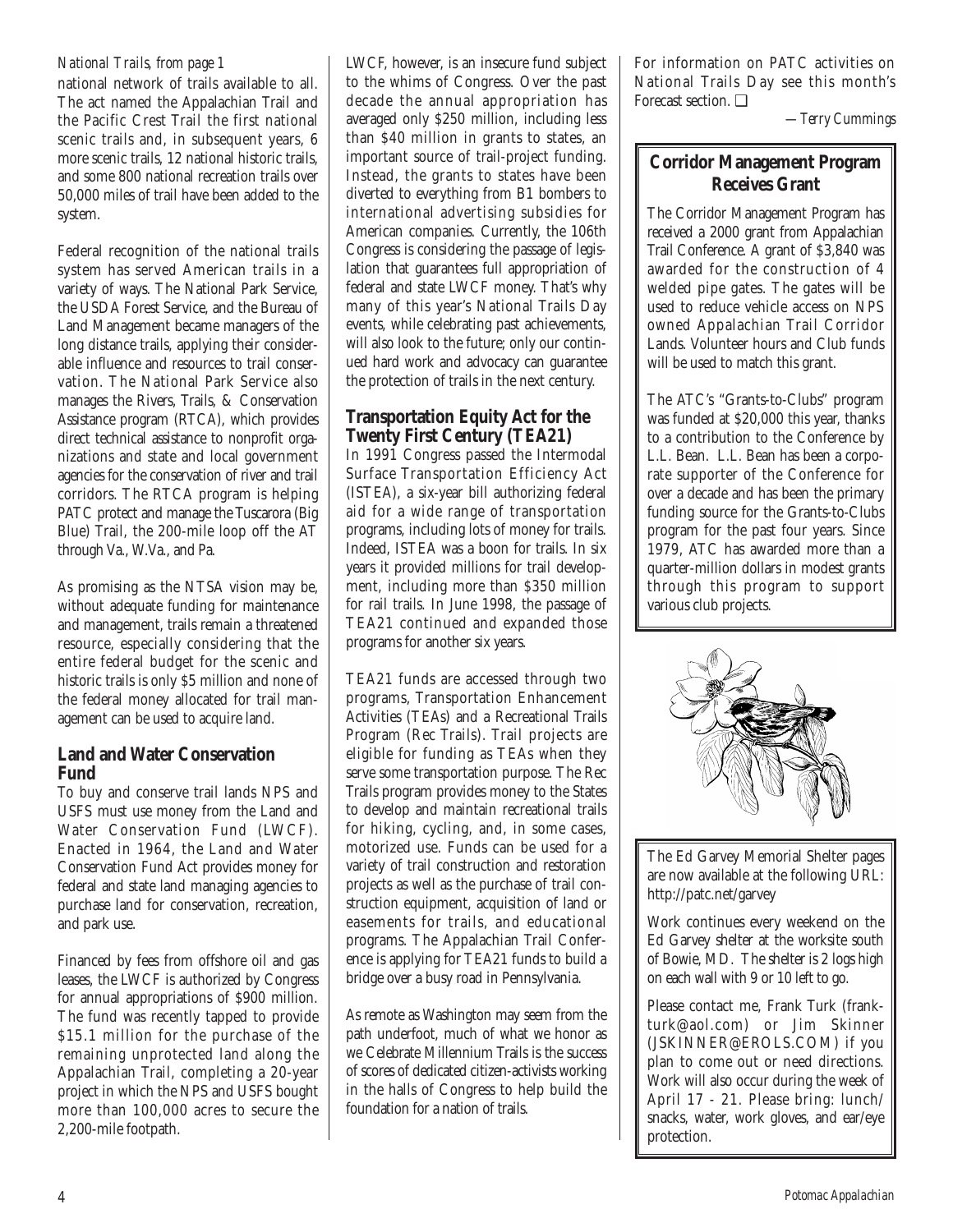*National Trails, from page 1*

national network of trails available to all. The act named the Appalachian Trail and the Pacific Crest Trail the first national scenic trails and, in subsequent years, 6 more scenic trails, 12 national historic trails, and some 800 national recreation trails over 50,000 miles of trail have been added to the system.

Federal recognition of the national trails system has served American trails in a variety of ways. The National Park Service, the USDA Forest Service, and the Bureau of Land Management became managers of the long distance trails, applying their considerable influence and resources to trail conservation. The National Park Service also manages the Rivers, Trails, & Conservation Assistance program (RTCA), which provides direct technical assistance to nonprofit organizations and state and local government agencies for the conservation of river and trail corridors. The RTCA program is helping PATC protect and manage the Tuscarora (Big Blue) Trail, the 200-mile loop off the AT through Va., W.Va., and Pa.

As promising as the NTSA vision may be, without adequate funding for maintenance and management, trails remain a threatened resource, especially considering that the entire federal budget for the scenic and historic trails is only $5 million and none of the federal money allocated for trail management can be used to acquire land.

## Land and Water Conservation Fund

To buy and conserve trail lands NPS and USFS must use money from the Land and Water Conservation Fund (LWCF). Enacted in 1964, the Land and Water Conservation Fund Act provides money for federal and state land managing agencies to purchase land for conservation, recreation, and park use.

Financed by fees from offshore oil and gas leases, the LWCF is authorized by Congress for annual appropriations of $900 million. The fund was recently tapped to provide $15.1 million for the purchase of the remaining unprotected land along the Appalachian Trail, completing a 20-year project in which the NPS and USFS bought more than 100,000 acres to secure the 2,200-mile footpath.

LWCF, however, is an insecure fund subject to the whims of Congress. Over the past decade the annual appropriation has averaged only $250 million, including less than $40 million in grants to states, an important source of trail-project funding. Instead, the grants to states have been diverted to everything from B1 bombers to international advertising subsidies for American companies. Currently, the 106th Congress is considering the passage of legislation that guarantees full appropriation of federal and state LWCF money. That's why many of this year's National Trails Day events, while celebrating past achievements, will also look to the future; only our continued hard work and advocacy can guarantee the protection of trails in the next century.

## Transportation Equity Act for the Twenty First Century (TEA21)

In 1991 Congress passed the Intermodal Surface Transportation Efficiency Act (ISTEA), a six-year bill authorizing federal aid for a wide range of transportation programs, including lots of money for trails. Indeed, ISTEA was a boon for trails. In six years it provided millions for trail development, including more than $350 million for rail trails. In June 1998, the passage of TEA21 continued and expanded those programs for another six years.

TEA21 funds are accessed through two programs, Transportation Enhancement Activities (TEAs) and a Recreational Trails Program (Rec Trails). Trail projects are eligible for funding as TEAs when they serve some transportation purpose. The Rec Trails program provides money to the States to develop and maintain recreational trails for hiking, cycling, and, in some cases, motorized use. Funds can be used for a variety of trail construction and restoration projects as well as the purchase of trail construction equipment, acquisition of land or easements for trails, and educational programs. The Appalachian Trail Conference is applying for TEA21 funds to build a bridge over a busy road in Pennsylvania.

As remote as Washington may seem from the path underfoot, much of what we honor as we Celebrate Millennium Trails is the success of scores of dedicated citizen-activists working in the halls of Congress to help build the foundation for a nation of trails.

For information on PATC activities on National Trails Day see this month's Forecast section. ❑

*—Terry Cummings*

## Corridor Management Program Receives Grant

The Corridor Management Program has received a 2000 grant from Appalachian Trail Conference. A grant of $3,840 was awarded for the construction of 4 welded pipe gates. The gates will be used to reduce vehicle access on NPS owned Appalachian Trail Corridor Lands. Volunteer hours and Club funds will be used to match this grant.

The ATC's "Grants-to-Clubs" program was funded at $20,000 this year, thanks to a contribution to the Conference by L.L. Bean. L.L. Bean has been a corporate supporter of the Conference for over a decade and has been the primary funding source for the Grants-to-Clubs program for the past four years. Since 1979, ATC has awarded more than a quarter-million dollars in modest grants through this program to support various club projects.

The Ed Garvey Memorial Shelter pages are now available at the following URL: http://patc.net/garvey

Work continues every weekend on the Ed Garvey shelter at the worksite south of Bowie, MD. The shelter is 2 logs high on each wall with 9 or 10 left to go.

Please contact me, Frank Turk (frankturk@aol.com) or Jim Skinner (JSKINNER@EROLS.COM) if you plan to come out or need directions. Work will also occur during the week of April 17 - 21. Please bring: lunch/snacks, water, work gloves, and ear/eye protection.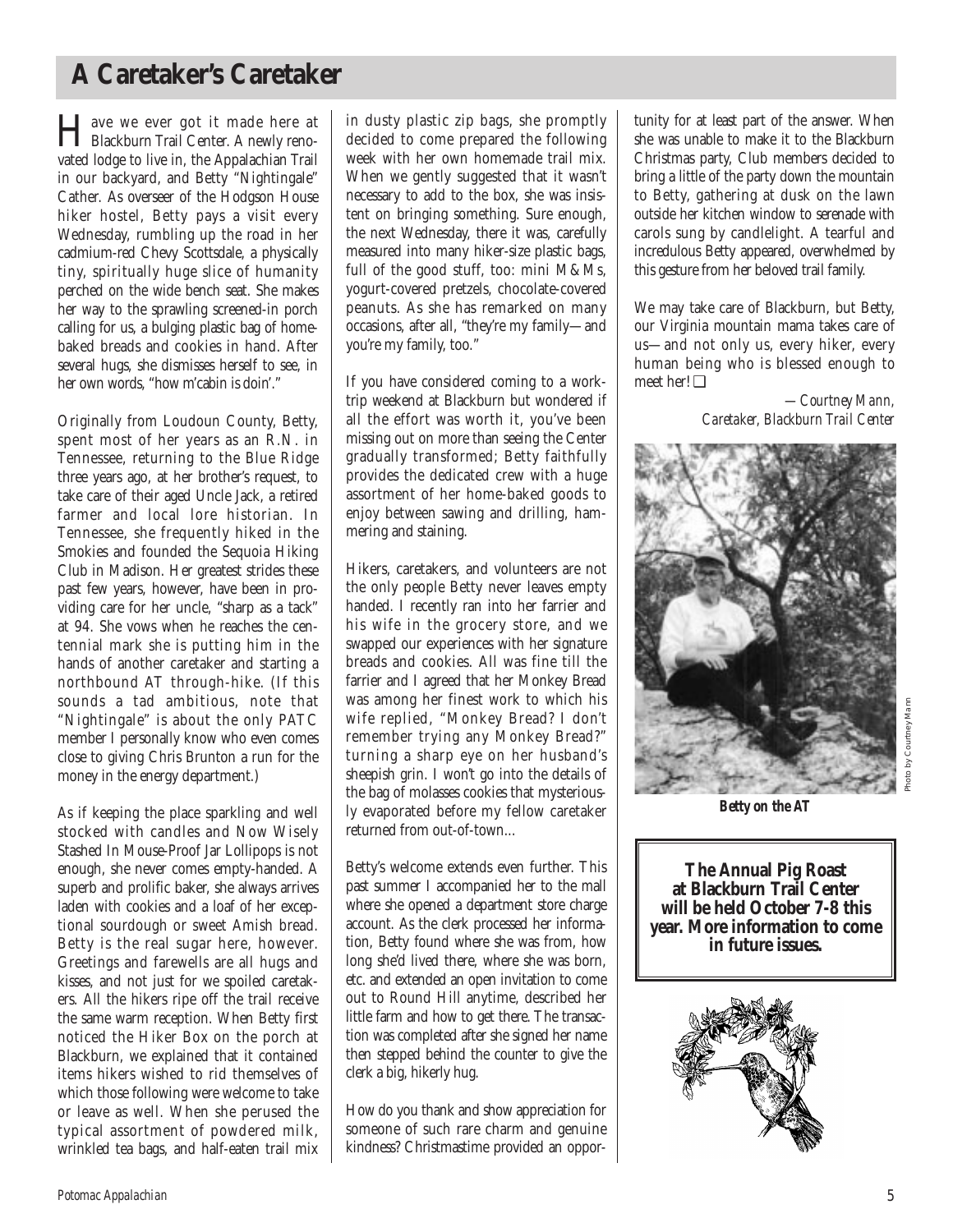# A Caretaker's Caretaker

Have we ever got it made here at Blackburn Trail Center. A newly renovated lodge to live in, the Appalachian Trail in our backyard, and Betty "Nightingale" Cather. As overseer of the Hodgson House hiker hostel, Betty pays a visit every Wednesday, rumbling up the road in her cadmium-red Chevy Scottsdale, a physically tiny, spiritually huge slice of humanity perched on the wide bench seat. She makes her way to the sprawling screened-in porch calling for us, a bulging plastic bag of home-baked breads and cookies in hand. After several hugs, she dismisses herself to see, in her own words, "how m'cabin is doin'."

Originally from Loudoun County, Betty, spent most of her years as an R.N. in Tennessee, returning to the Blue Ridge three years ago, at her brother's request, to take care of their aged Uncle Jack, a retired farmer and local lore historian. In Tennessee, she frequently hiked in the Smokies and founded the Sequoia Hiking Club in Madison. Her greatest strides these past few years, however, have been in providing care for her uncle, "sharp as a tack" at 94. She vows when he reaches the centennial mark she is putting him in the hands of another caretaker and starting a northbound AT through-hike. (If this sounds a tad ambitious, note that "Nightingale" is about the only PATC member I personally know who even comes close to giving Chris Brunton a run for the money in the energy department.)

As if keeping the place sparkling and well stocked with candles and Now Wisely Stashed In Mouse-Proof Jar Lollipops is not enough, she never comes empty-handed. A superb and prolific baker, she always arrives laden with cookies and a loaf of her exceptional sourdough or sweet Amish bread. Betty is the real sugar here, however. Greetings and farewells are all hugs and kisses, and not just for we spoiled caretakers. All the hikers ripe off the trail receive the same warm reception. When Betty first noticed the Hiker Box on the porch at Blackburn, we explained that it contained items hikers wished to rid themselves of which those following were welcome to take or leave as well. When she perused the typical assortment of powdered milk, wrinkled tea bags, and half-eaten trail mix in dusty plastic zip bags, she promptly decided to come prepared the following week with her own homemade trail mix. When we gently suggested that it wasn't necessary to add to the box, she was insistent on bringing something. Sure enough, the next Wednesday, there it was, carefully measured into many hiker-size plastic bags, full of the good stuff, too: mini M&Ms, yogurt-covered pretzels, chocolate-covered peanuts. As she has remarked on many occasions, after all, "they're my family—and you're my family, too."

If you have considered coming to a work-trip weekend at Blackburn but wondered if all the effort was worth it, you've been missing out on more than seeing the Center gradually transformed; Betty faithfully provides the dedicated crew with a huge assortment of her home-baked goods to enjoy between sawing and drilling, hammering and staining.

Hikers, caretakers, and volunteers are not the only people Betty never leaves empty handed. I recently ran into her farrier and his wife in the grocery store, and we swapped our experiences with her signature breads and cookies. All was fine till the farrier and I agreed that her Monkey Bread was among her finest work to which his wife replied, "Monkey Bread? I don't remember trying any Monkey Bread?" turning a sharp eye on her husband's sheepish grin. I won't go into the details of the bag of molasses cookies that mysteriously evaporated before my fellow caretaker returned from out-of-town...

Betty's welcome extends even further. This past summer I accompanied her to the mall where she opened a department store charge account. As the clerk processed her information, Betty found where she was from, how long she'd lived there, where she was born, etc. and extended an open invitation to come out to Round Hill anytime, described her little farm and how to get there. The transaction was completed after she signed her name then stepped behind the counter to give the clerk a big, hikerly hug.

How do you thank and show appreciation for someone of such rare charm and genuine kindness? Christmastime provided an opportunity for at least part of the answer. When she was unable to make it to the Blackburn Christmas party, Club members decided to bring a little of the party down the mountain to Betty, gathering at dusk on the lawn outside her kitchen window to serenade with carols sung by candlelight. A tearful and incredulous Betty appeared, overwhelmed by this gesture from her beloved trail family.

We may take care of Blackburn, but Betty, our Virginia mountain mama takes care of us—and not only us, every hiker, every human being who is blessed enough to meet her! ❑

*—Courtney Mann,*
*Caretaker, Blackburn Trail Center*

Photo by Courtney Mann

**Betty on the AT**

**The Annual Pig Roast at Blackburn Trail Center will be held October 7-8 this year. More information to come in future issues.**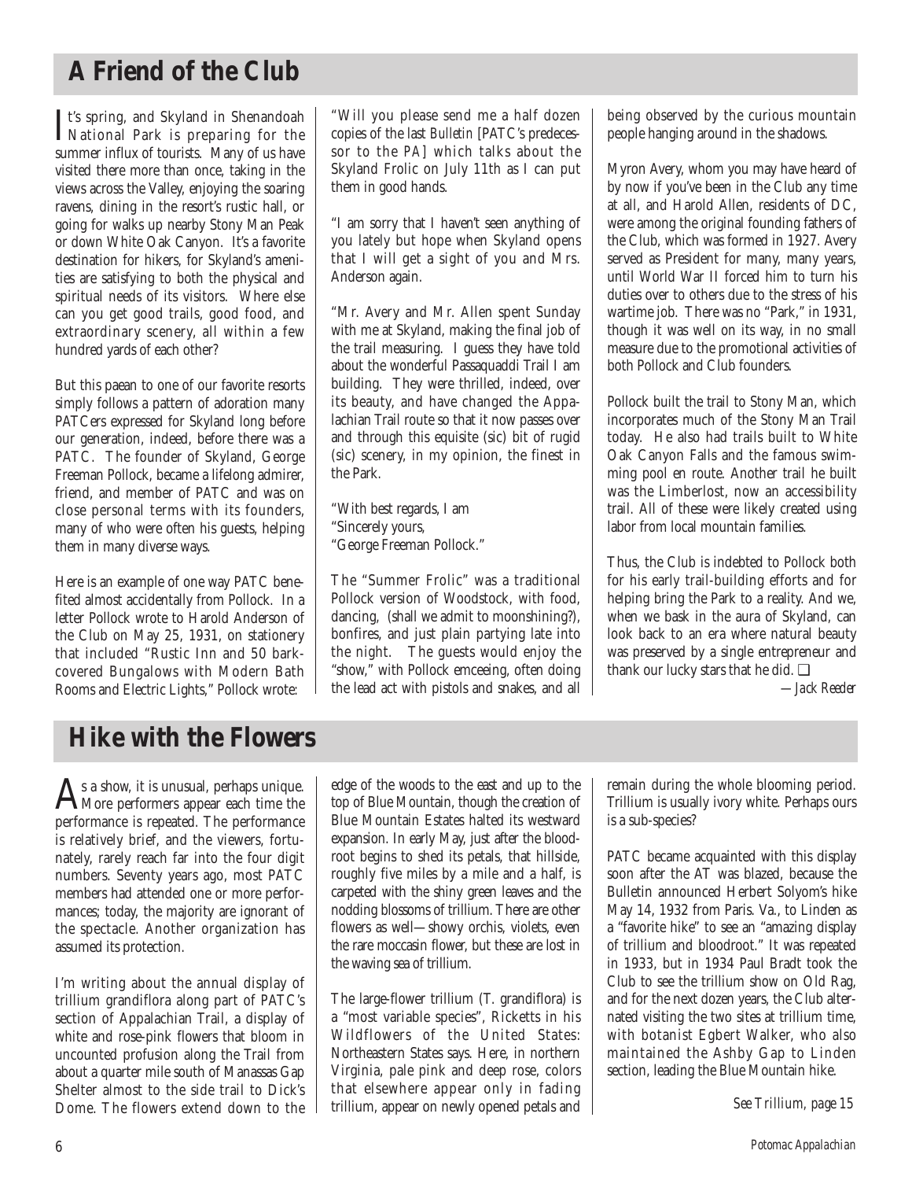## A Friend of the Club

It's spring, and Skyland in Shenandoah National Park is preparing for the summer influx of tourists. Many of us have visited there more than once, taking in the views across the Valley, enjoying the soaring ravens, dining in the resort's rustic hall, or going for walks up nearby Stony Man Peak or down White Oak Canyon. It's a favorite destination for hikers, for Skyland's amenities are satisfying to both the physical and spiritual needs of its visitors. Where else can you get good trails, good food, and extraordinary scenery, all within a few hundred yards of each other?

But this paean to one of our favorite resorts simply follows a pattern of adoration many PATCers expressed for Skyland long before our generation, indeed, before there was a PATC. The founder of Skyland, George Freeman Pollock, became a lifelong admirer, friend, and member of PATC and was on close personal terms with its founders, many of who were often his guests, helping them in many diverse ways.

Here is an example of one way PATC benefited almost accidentally from Pollock. In a letter Pollock wrote to Harold Anderson of the Club on May 25, 1931, on stationery that included "Rustic Inn and 50 bark-covered Bungalows with Modern Bath Rooms and Electric Lights," Pollock wrote:

"Will you please send me a half dozen copies of the last *Bulletin* [PATC's predecessor to the *PA*] which talks about the Skyland Frolic on July 11th as I can put them in good hands.

"I am sorry that I haven't seen anything of you lately but hope when Skyland opens that I will get a sight of you and Mrs. Anderson again.

"Mr. Avery and Mr. Allen spent Sunday with me at Skyland, making the final job of the trail measuring. I guess they have told about the wonderful Passaquaddi Trail I am building. They were thrilled, indeed, over its beauty, and have changed the Appalachian Trail route so that it now passes over and through this equisite (sic) bit of rugid (sic) scenery, in my opinion, the finest in the Park.

"With best regards, I am
"Sincerely yours,
"George Freeman Pollock."

The "Summer Frolic" was a traditional Pollock version of Woodstock, with food, dancing, (shall we admit to moonshining?), bonfires, and just plain partying late into the night. The guests would enjoy the "show," with Pollock emceeing, often doing the lead act with pistols and snakes, and all being observed by the curious mountain people hanging around in the shadows.

Myron Avery, whom you may have heard of by now if you've been in the Club any time at all, and Harold Allen, residents of DC, were among the original founding fathers of the Club, which was formed in 1927. Avery served as President for many, many years, until World War II forced him to turn his duties over to others due to the stress of his wartime job. There was no "Park," in 1931, though it was well on its way, in no small measure due to the promotional activities of both Pollock and Club founders.

Pollock built the trail to Stony Man, which incorporates much of the Stony Man Trail today. He also had trails built to White Oak Canyon Falls and the famous swimming pool en route. Another trail he built was the Limberlost, now an accessibility trail. All of these were likely created using labor from local mountain families.

Thus, the Club is indebted to Pollock both for his early trail-building efforts and for helping bring the Park to a reality. And we, when we bask in the aura of Skyland, can look back to an era where natural beauty was preserved by a single entrepreneur and thank our lucky stars that he did. ❑

*—Jack Reeder*

## Hike with the Flowers

As a show, it is unusual, perhaps unique. More performers appear each time the performance is repeated. The performance is relatively brief, and the viewers, fortunately, rarely reach far into the four digit numbers. Seventy years ago, most PATC members had attended one or more performances; today, the majority are ignorant of the spectacle. Another organization has assumed its protection.

I'm writing about the annual display of trillium grandiflora along part of PATC's section of Appalachian Trail, a display of white and rose-pink flowers that bloom in uncounted profusion along the Trail from about a quarter mile south of Manassas Gap Shelter almost to the side trail to Dick's Dome. The flowers extend down to the edge of the woods to the east and up to the top of Blue Mountain, though the creation of Blue Mountain Estates halted its westward expansion. In early May, just after the bloodroot begins to shed its petals, that hillside, roughly five miles by a mile and a half, is carpeted with the shiny green leaves and the nodding blossoms of trillium. There are other flowers as well—showy orchis, violets, even the rare moccasin flower, but these are lost in the waving sea of trillium.

The large-flower trillium (T. grandiflora) is a "most variable species", Ricketts in his Wildflowers of the United States: Northeastern States says. Here, in northern Virginia, pale pink and deep rose, colors that elsewhere appear only in fading trillium, appear on newly opened petals and remain during the whole blooming period. Trillium is usually ivory white. Perhaps ours is a sub-species?

PATC became acquainted with this display soon after the AT was blazed, because the Bulletin announced Herbert Solyom's hike May 14, 1932 from Paris. Va., to Linden as a "favorite hike" to see an "amazing display of trillium and bloodroot." It was repeated in 1933, but in 1934 Paul Bradt took the Club to see the trillium show on Old Rag, and for the next dozen years, the Club alternated visiting the two sites at trillium time, with botanist Egbert Walker, who also maintained the Ashby Gap to Linden section, leading the Blue Mountain hike.

*See Trillium, page 15*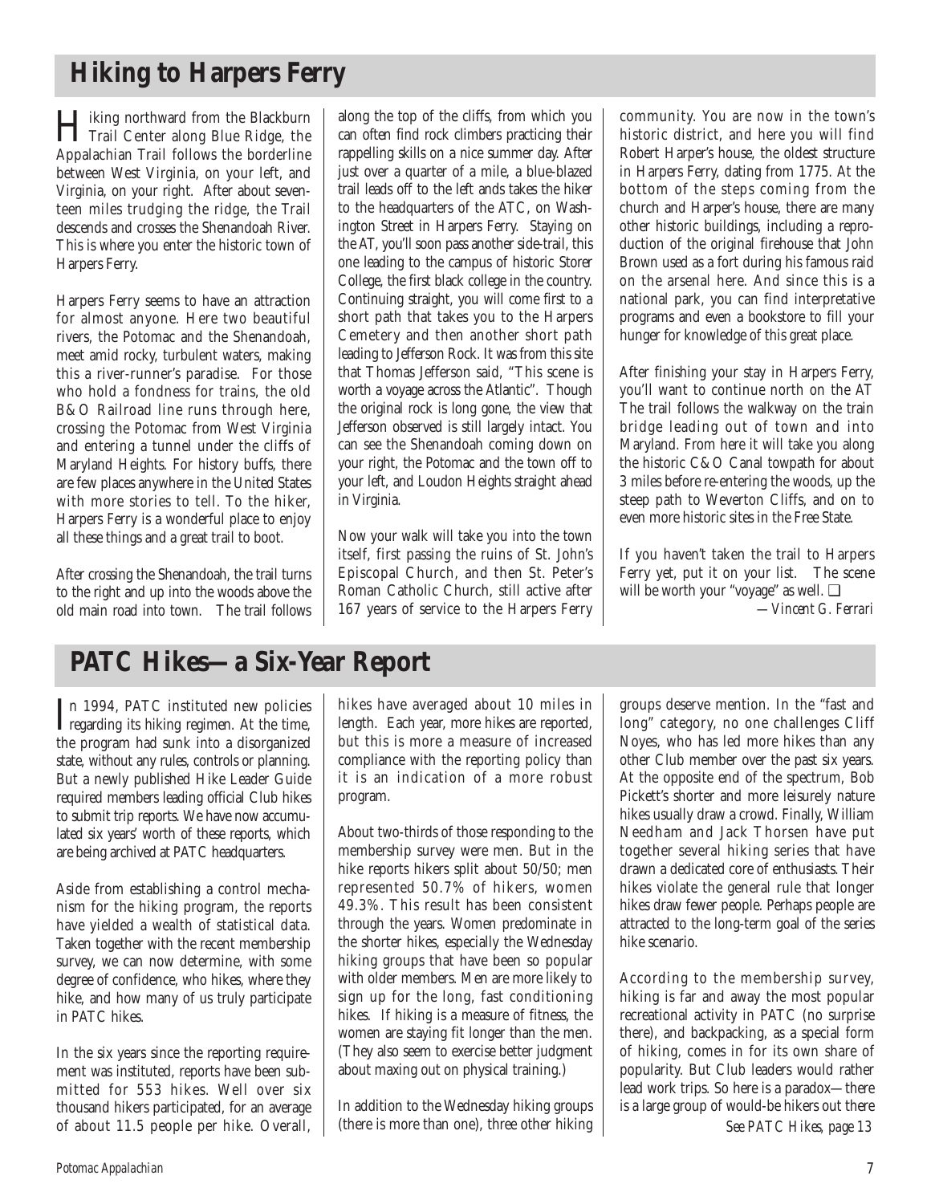## Hiking to Harpers Ferry

Hiking northward from the Blackburn Trail Center along Blue Ridge, the Appalachian Trail follows the borderline between West Virginia, on your left, and Virginia, on your right. After about seventeen miles trudging the ridge, the Trail descends and crosses the Shenandoah River. This is where you enter the historic town of Harpers Ferry.

Harpers Ferry seems to have an attraction for almost anyone. Here two beautiful rivers, the Potomac and the Shenandoah, meet amid rocky, turbulent waters, making this a river-runner's paradise. For those who hold a fondness for trains, the old B&O Railroad line runs through here, crossing the Potomac from West Virginia and entering a tunnel under the cliffs of Maryland Heights. For history buffs, there are few places anywhere in the United States with more stories to tell. To the hiker, Harpers Ferry is a wonderful place to enjoy all these things and a great trail to boot.

After crossing the Shenandoah, the trail turns to the right and up into the woods above the old main road into town. The trail follows along the top of the cliffs, from which you can often find rock climbers practicing their rappelling skills on a nice summer day. After just over a quarter of a mile, a blue-blazed trail leads off to the left ands takes the hiker to the headquarters of the ATC, on Washington Street in Harpers Ferry. Staying on the AT, you'll soon pass another side-trail, this one leading to the campus of historic Storer College, the first black college in the country. Continuing straight, you will come first to a short path that takes you to the Harpers Cemetery and then another short path leading to Jefferson Rock. It was from this site that Thomas Jefferson said, "This scene is worth a voyage across the Atlantic". Though the original rock is long gone, the view that Jefferson observed is still largely intact. You can see the Shenandoah coming down on your right, the Potomac and the town off to your left, and Loudon Heights straight ahead in Virginia.

Now your walk will take you into the town itself, first passing the ruins of St. John's Episcopal Church, and then St. Peter's Roman Catholic Church, still active after 167 years of service to the Harpers Ferry community. You are now in the town's historic district, and here you will find Robert Harper's house, the oldest structure in Harpers Ferry, dating from 1775. At the bottom of the steps coming from the church and Harper's house, there are many other historic buildings, including a reproduction of the original firehouse that John Brown used as a fort during his famous raid on the arsenal here. And since this is a national park, you can find interpretative programs and even a bookstore to fill your hunger for knowledge of this great place.

After finishing your stay in Harpers Ferry, you'll want to continue north on the AT The trail follows the walkway on the train bridge leading out of town and into Maryland. From here it will take you along the historic C&O Canal towpath for about 3 miles before re-entering the woods, up the steep path to Weverton Cliffs, and on to even more historic sites in the Free State.

If you haven't taken the trail to Harpers Ferry yet, put it on your list. The scene will be worth your "voyage" as well. ❑

*—Vincent G. Ferrari*

## PATC Hikes—a Six-Year Report

In 1994, PATC instituted new policies regarding its hiking regimen. At the time, the program had sunk into a disorganized state, without any rules, controls or planning. But a newly published Hike Leader Guide required members leading official Club hikes to submit trip reports. We have now accumulated six years' worth of these reports, which are being archived at PATC headquarters.

Aside from establishing a control mechanism for the hiking program, the reports have yielded a wealth of statistical data. Taken together with the recent membership survey, we can now determine, with some degree of confidence, who hikes, where they hike, and how many of us truly participate in PATC hikes.

In the six years since the reporting requirement was instituted, reports have been submitted for 553 hikes. Well over six thousand hikers participated, for an average of about 11.5 people per hike. Overall, hikes have averaged about 10 miles in length. Each year, more hikes are reported, but this is more a measure of increased compliance with the reporting policy than it is an indication of a more robust program.

About two-thirds of those responding to the membership survey were men. But in the hike reports hikers split about 50/50; men represented 50.7% of hikers, women 49.3%. This result has been consistent through the years. Women predominate in the shorter hikes, especially the Wednesday hiking groups that have been so popular with older members. Men are more likely to sign up for the long, fast conditioning hikes. If hiking is a measure of fitness, the women are staying fit longer than the men. (They also seem to exercise better judgment about maxing out on physical training.)

In addition to the Wednesday hiking groups (there is more than one), three other hiking groups deserve mention. In the "fast and long" category, no one challenges Cliff Noyes, who has led more hikes than any other Club member over the past six years. At the opposite end of the spectrum, Bob Pickett's shorter and more leisurely nature hikes usually draw a crowd. Finally, William Needham and Jack Thorsen have put together several hiking series that have drawn a dedicated core of enthusiasts. Their hikes violate the general rule that longer hikes draw fewer people. Perhaps people are attracted to the long-term goal of the series hike scenario.

According to the membership survey, hiking is far and away the most popular recreational activity in PATC (no surprise there), and backpacking, as a special form of hiking, comes in for its own share of popularity. But Club leaders would rather lead work trips. So here is a paradox—there is a large group of would-be hikers out there

*See PATC Hikes, page 13*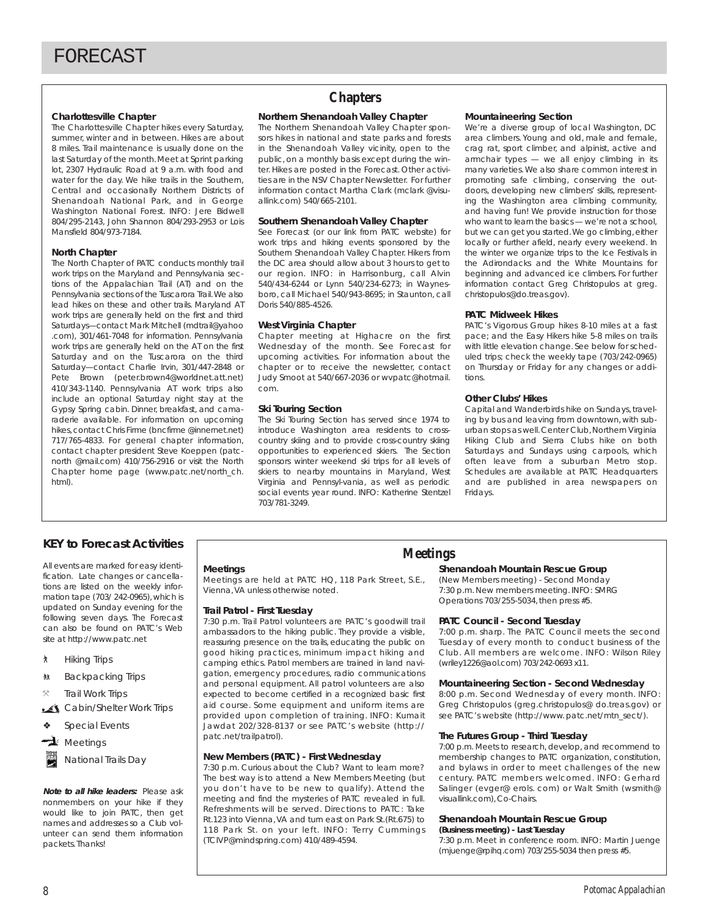# FORECAST

## Chapters

### Charlottesville Chapter

The Charlottesville Chapter hikes every Saturday, summer, winter and in between. Hikes are about 8 miles. Trail maintenance is usually done on the last Saturday of the month. Meet at Sprint parking lot, 2307 Hydraulic Road at 9 a.m. with food and water for the day. We hike trails in the Southern, Central and occasionally Northern Districts of Shenandoah National Park, and in George Washington National Forest. INFO: Jere Bidwell 804/295-2143, John Shannon 804/293-2953 or Lois Mansfield 804/973-7184.

### North Chapter

The North Chapter of PATC conducts monthly trail work trips on the Maryland and Pennsylvania sections of the Appalachian Trail (AT) and on the Pennsylvania sections of the Tuscarora Trail. We also lead hikes on these and other trails. Maryland AT work trips are generally held on the first and third Saturdays—contact Mark Mitchell (mdtrail@yahoo.com), 301/461-7048 for information. Pennsylvania work trips are generally held on the AT on the first Saturday and on the Tuscarora on the third Saturday—contact Charlie Irvin, 301/447-2848 or Pete Brown (peter.brown4@worldnet.att.net) 410/343-1140. Pennsylvania AT work trips also include an optional Saturday night stay at the Gypsy Spring cabin. Dinner, breakfast, and camaraderie available. For information on upcoming hikes, contact Chris Firme (bncfirme @innernet.net) 717/765-4833. For general chapter information, contact chapter president Steve Koeppen (patc-north @mail.com) 410/756-2916 or visit the North Chapter home page (www.patc.net/north_ch.html).

### Northern Shenandoah Valley Chapter

The Northern Shenandoah Valley Chapter sponsors hikes in national and state parks and forests in the Shenandoah Valley vicinity, open to the public, on a monthly basis except during the winter. Hikes are posted in the Forecast. Other activities are in the NSV Chapter Newsletter. For further information contact Martha Clark (mclark @visuallink.com) 540/665-2101.

### Southern Shenandoah Valley Chapter

See Forecast (or our link from PATC website) for work trips and hiking events sponsored by the Southern Shenandoah Valley Chapter. Hikers from the DC area should allow about 3 hours to get to our region. INFO: in Harrisonburg, call Alvin 540/434-6244 or Lynn 540/234-6273; in Waynesboro, call Michael 540/943-8695; in Staunton, call Doris 540/885-4526.

### West Virginia Chapter

Chapter meeting at Highacre on the first Wednesday of the month. See Forecast for upcoming activities. For information about the chapter or to receive the newsletter, contact Judy Smoot at 540/667-2036 or wvpatc@hotmail.com.

### Ski Touring Section

The Ski Touring Section has served since 1974 to introduce Washington area residents to cross-country skiing and to provide cross-country skiing opportunities to experienced skiers. The Section sponsors winter weekend ski trips for all levels of skiers to nearby mountains in Maryland, West Virginia and Pennsyl-vania, as well as periodic social events year round. INFO: Katherine Stentzel 703/781-3249.

### Mountaineering Section

We're a diverse group of local Washington, DC area climbers. Young and old, male and female, crag rat, sport climber, and alpinist, active and armchair types — we all enjoy climbing in its many varieties. We also share common interest in promoting safe climbing, conserving the outdoors, developing new climbers' skills, representing the Washington area climbing community, and having fun! We provide instruction for those who want to learn the basics — we're not a school, but we can get you started. We go climbing, either locally or further afield, nearly every weekend. In the winter we organize trips to the Ice Festivals in the Adirondacks and the White Mountains for beginning and advanced ice climbers. For further information contact Greg Christopulos at greg.christopulos@do.treas.gov).

### PATC Midweek Hikes

PATC's Vigorous Group hikes 8-10 miles at a fast pace; and the Easy Hikers hike 5-8 miles on trails with little elevation change. See below for scheduled trips; check the weekly tape (703/242-0965) on Thursday or Friday for any changes or additions.

### Other Clubs' Hikes

Capital and Wanderbirds hike on Sundays, traveling by bus and leaving from downtown, with suburban stops as well. Center Club, Northern Virginia Hiking Club and Sierra Clubs hike on both Saturdays and Sundays using carpools, which often leave from a suburban Metro stop. Schedules are available at PATC Headquarters and are published in area newspapers on Fridays.

## KEY to Forecast Activities

All events are marked for easy identification. Late changes or cancellations are listed on the weekly information tape (703/ 242-0965), which is updated on Sunday evening for the following seven days. The Forecast can also be found on PATC's Web site at http://www.patc.net

- Hiking Trips
- Backpacking Trips
- Trail Work Trips
- Cabin/Shelter Work Trips
- Special Events
- Meetings
- National Trails Day

***Note to all hike leaders:*** Please ask nonmembers on your hike if they would like to join PATC, then get names and addresses so a Club volunteer can send them information packets. Thanks!

## Meetings

### Meetings

Meetings are held at PATC HQ, 118 Park Street, S.E., Vienna, VA unless otherwise noted.

### Trail Patrol - First Tuesday

7:30 p.m. Trail Patrol volunteers are PATC's goodwill trail ambassadors to the hiking public. They provide a visible, reassuring presence on the trails, educating the public on good hiking practices, minimum impact hiking and camping ethics. Patrol members are trained in land navigation, emergency procedures, radio communications and personal equipment. All patrol volunteers are also expected to become certified in a recognized basic first aid course. Some equipment and uniform items are provided upon completion of training. INFO: Kumait Jawdat 202/328-8137 or see PATC's website (http://patc.net/trailpatrol).

### New Members (PATC) - First Wednesday

7:30 p.m. Curious about the Club? Want to learn more? The best way is to attend a New Members Meeting (but you don't have to be new to qualify). Attend the meeting and find the mysteries of PATC revealed in full. Refreshments will be served. Directions to PATC: Take Rt.123 into Vienna, VA and turn east on Park St.(Rt.675) to 118 Park St. on your left. INFO: Terry Cummings (TCIVP@mindspring.com) 410/489-4594.

### Shenandoah Mountain Rescue Group

(New Members meeting) - Second Monday
7:30 p.m. New members meeting. INFO: SMRG Operations 703/255-5034, then press #5.

### PATC Council - Second Tuesday

7:00 p.m. sharp. The PATC Council meets the second Tuesday of every month to conduct business of the Club. All members are welcome. INFO: Wilson Riley (wriley1226@aol.com) 703/242-0693 x11.

### Mountaineering Section - Second Wednesday

8:00 p.m. Second Wednesday of every month. INFO: Greg Christopulos (greg.christopulos@ do.treas.gov) or see PATC's website (http://www. patc.net/mtn_sect/).

### The Futures Group - Third Tuesday

7:00 p.m. Meets to research, develop, and recommend to membership changes to PATC organization, constitution, and bylaws in order to meet challenges of the new century. PATC members welcomed. INFO: Gerhard Salinger (evger@ erols. com) or Walt Smith (wsmith@ visuallink.com), Co-Chairs.

### Shenandoah Mountain Rescue Group

**(Business meeting) - Last Tuesday**

7:30 p.m. Meet in conference room. INFO: Martin Juenge (mjuenge@rpihq.com) 703/255-5034 then press #5.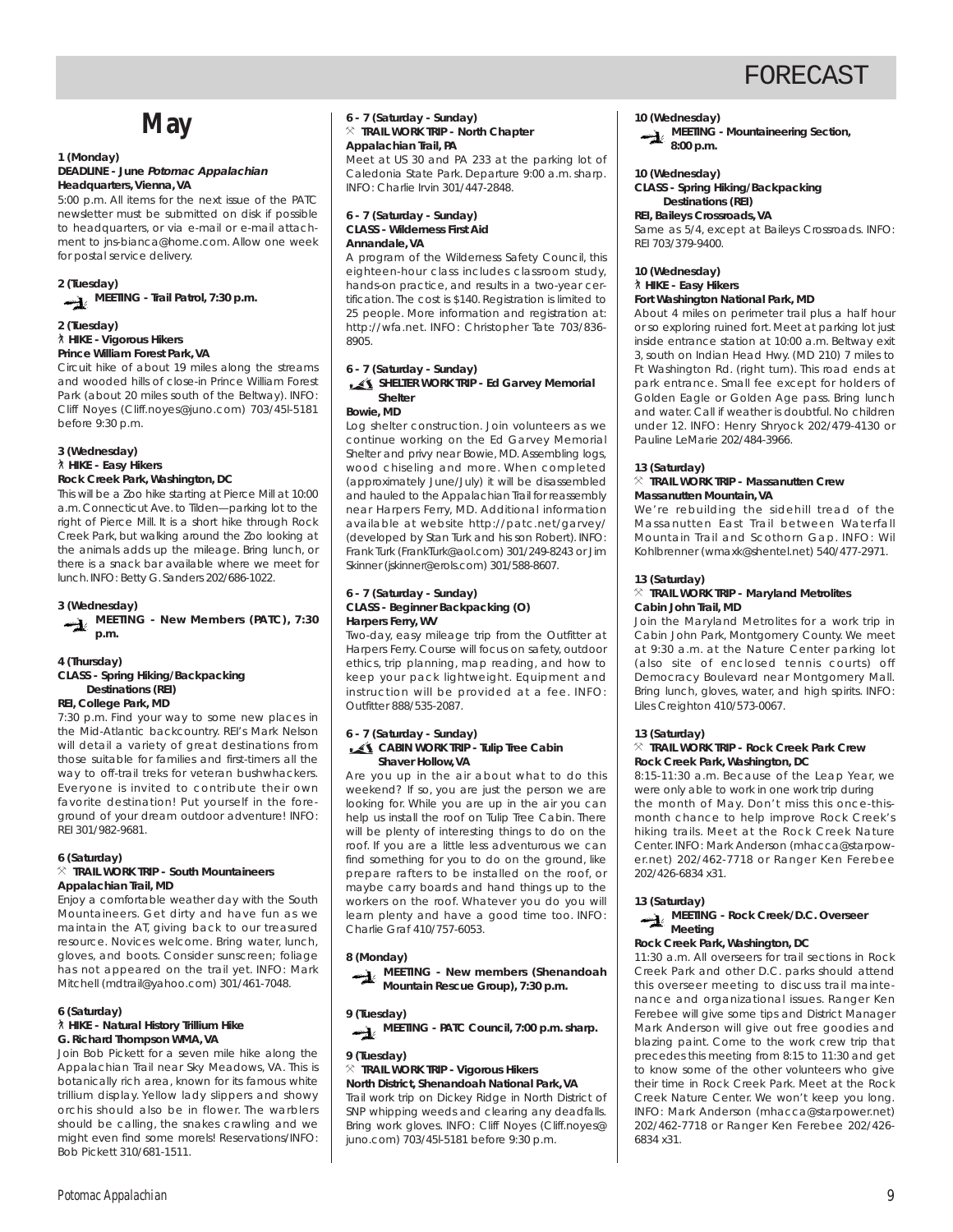# FORECAST

## May

**1 (Monday)**
**DEADLINE - June *Potomac Appalachian***
**Headquarters, Vienna, VA**
5:00 p.m. All items for the next issue of the PATC newsletter must be submitted on disk if possible to headquarters, or via e-mail or e-mail attachment to jns-bianca@home.com. Allow one week for postal service delivery.

**2 (Tuesday)**
**MEETING - Trail Patrol, 7:30 p.m.**

**2 (Tuesday)**
**HIKE - Vigorous Hikers**
**Prince William Forest Park, VA**
Circuit hike of about 19 miles along the streams and wooded hills of close-in Prince William Forest Park (about 20 miles south of the Beltway). INFO: Cliff Noyes (Cliff.noyes@juno.com) 703/45l-5181 before 9:30 p.m.

**3 (Wednesday)**
**HIKE - Easy Hikers**
**Rock Creek Park, Washington, DC**
This will be a Zoo hike starting at Pierce Mill at 10:00 a.m. Connecticut Ave. to Tilden—parking lot to the right of Pierce Mill. It is a short hike through Rock Creek Park, but walking around the Zoo looking at the animals adds up the mileage. Bring lunch, or there is a snack bar available where we meet for lunch. INFO: Betty G. Sanders 202/686-1022.

**3 (Wednesday)**
**MEETING - New Members (PATC), 7:30 p.m.**

**4 (Thursday)**
**CLASS - Spring Hiking/Backpacking Destinations (REI)**
**REI, College Park, MD**
7:30 p.m. Find your way to some new places in the Mid-Atlantic backcountry. REI's Mark Nelson will detail a variety of great destinations from those suitable for families and first-timers all the way to off-trail treks for veteran bushwhackers. Everyone is invited to contribute their own favorite destination! Put yourself in the foreground of your dream outdoor adventure! INFO: REI 301/982-9681.

**6 (Saturday)**
**TRAIL WORK TRIP - South Mountaineers**
**Appalachian Trail, MD**
Enjoy a comfortable weather day with the South Mountaineers. Get dirty and have fun as we maintain the AT, giving back to our treasured resource. Novices welcome. Bring water, lunch, gloves, and boots. Consider sunscreen; foliage has not appeared on the trail yet. INFO: Mark Mitchell (mdtrail@yahoo.com) 301/461-7048.

**6 (Saturday)**
**HIKE - Natural History Trillium Hike**
**G. Richard Thompson WMA, VA**
Join Bob Pickett for a seven mile hike along the Appalachian Trail near Sky Meadows, VA. This is botanically rich area, known for its famous white trillium display. Yellow lady slippers and showy orchis should also be in flower. The warblers should be calling, the snakes crawling and we might even find some morels! Reservations/INFO: Bob Pickett 310/681-1511.

**6 - 7 (Saturday - Sunday)**
**TRAIL WORK TRIP - North Chapter**
**Appalachian Trail, PA**
Meet at US 30 and PA 233 at the parking lot of Caledonia State Park. Departure 9:00 a.m. sharp. INFO: Charlie Irvin 301/447-2848.

**6 - 7 (Saturday - Sunday)**
**CLASS - Wilderness First Aid**
**Annandale, VA**
A program of the Wilderness Safety Council, this eighteen-hour class includes classroom study, hands-on practice, and results in a two-year certification. The cost is $140. Registration is limited to 25 people. More information and registration at: http://wfa.net. INFO: Christopher Tate 703/836-8905.

**6 - 7 (Saturday - Sunday)**
**SHELTER WORK TRIP - Ed Garvey Memorial Shelter**
**Bowie, MD**
Log shelter construction. Join volunteers as we continue working on the Ed Garvey Memorial Shelter and privy near Bowie, MD. Assembling logs, wood chiseling and more. When completed (approximately June/July) it will be disassembled and hauled to the Appalachian Trail for reassembly near Harpers Ferry, MD. Additional information available at website http://patc.net/garvey/ (developed by Stan Turk and his son Robert). INFO: Frank Turk (FrankTurk@aol.com) 301/249-8243 or Jim Skinner (jskinner@erols.com) 301/588-8607.

**6 - 7 (Saturday - Sunday)**
**CLASS - Beginner Backpacking (O)**
**Harpers Ferry, WV**
Two-day, easy mileage trip from the Outfitter at Harpers Ferry. Course will focus on safety, outdoor ethics, trip planning, map reading, and how to keep your pack lightweight. Equipment and instruction will be provided at a fee. INFO: Outfitter 888/535-2087.

**6 - 7 (Saturday - Sunday)**
**CABIN WORK TRIP - Tulip Tree Cabin Shaver Hollow, VA**
Are you up in the air about what to do this weekend? If so, you are just the person we are looking for. While you are up in the air you can help us install the roof on Tulip Tree Cabin. There will be plenty of interesting things to do on the roof. If you are a little less adventurous we can find something for you to do on the ground, like prepare rafters to be installed on the roof, or maybe carry boards and hand things up to the workers on the roof. Whatever you do you will learn plenty and have a good time too. INFO: Charlie Graf 410/757-6053.

**8 (Monday)**
**MEETING - New members (Shenandoah Mountain Rescue Group), 7:30 p.m.**

**9 (Tuesday)**
**MEETING - PATC Council, 7:00 p.m. sharp.**

**9 (Tuesday)**
**TRAIL WORK TRIP - Vigorous Hikers**
**North District, Shenandoah National Park, VA**
Trail work trip on Dickey Ridge in North District of SNP whipping weeds and clearing any deadfalls. Bring work gloves. INFO: Cliff Noyes (Cliff.noyes@juno.com) 703/45l-5181 before 9:30 p.m.

**10 (Wednesday)**
**MEETING - Mountaineering Section, 8:00 p.m.**

**10 (Wednesday)**
**CLASS - Spring Hiking/Backpacking Destinations (REI)**
**REI, Baileys Crossroads, VA**
Same as 5/4, except at Baileys Crossroads. INFO: REI 703/379-9400.

**10 (Wednesday)**
**HIKE - Easy Hikers**
**Fort Washington National Park, MD**
About 4 miles on perimeter trail plus a half hour or so exploring ruined fort. Meet at parking lot just inside entrance station at 10:00 a.m. Beltway exit 3, south on Indian Head Hwy. (MD 210) 7 miles to Ft Washington Rd. (right turn). This road ends at park entrance. Small fee except for holders of Golden Eagle or Golden Age pass. Bring lunch and water. Call if weather is doubtful. No children under 12. INFO: Henry Shryock 202/479-4130 or Pauline LeMarie 202/484-3966.

**13 (Saturday)**
**TRAIL WORK TRIP - Massanutten Crew**
**Massanutten Mountain, VA**
We're rebuilding the sidehill tread of the Massanutten East Trail between Waterfall Mountain Trail and Scothorn Gap. INFO: Wil Kohlbrenner (wmaxk@shentel.net) 540/477-2971.

**13 (Saturday)**
**TRAIL WORK TRIP - Maryland Metrolites**
**Cabin John Trail, MD**
Join the Maryland Metrolites for a work trip in Cabin John Park, Montgomery County. We meet at 9:30 a.m. at the Nature Center parking lot (also site of enclosed tennis courts) off Democracy Boulevard near Montgomery Mall. Bring lunch, gloves, water, and high spirits. INFO: Liles Creighton 410/573-0067.

**13 (Saturday)**
**TRAIL WORK TRIP - Rock Creek Park Crew**
**Rock Creek Park, Washington, DC**
8:15-11:30 a.m. Because of the Leap Year, we were only able to work in one work trip during the month of May. Don't miss this once-this-month chance to help improve Rock Creek's hiking trails. Meet at the Rock Creek Nature Center. INFO: Mark Anderson (mhacca@starpower.net) 202/462-7718 or Ranger Ken Ferebee 202/426-6834 x31.

**13 (Saturday)**
**MEETING - Rock Creek/D.C. Overseer Meeting**
**Rock Creek Park, Washington, DC**
11:30 a.m. All overseers for trail sections in Rock Creek Park and other D.C. parks should attend this overseer meeting to discuss trail maintenance and organizational issues. Ranger Ken Ferebee will give some tips and District Manager Mark Anderson will give out free goodies and blazing paint. Come to the work crew trip that precedes this meeting from 8:15 to 11:30 and get to know some of the other volunteers who give their time in Rock Creek Park. Meet at the Rock Creek Nature Center. We won't keep you long. INFO: Mark Anderson (mhacca@starpower.net) 202/462-7718 or Ranger Ken Ferebee 202/426-6834 x31.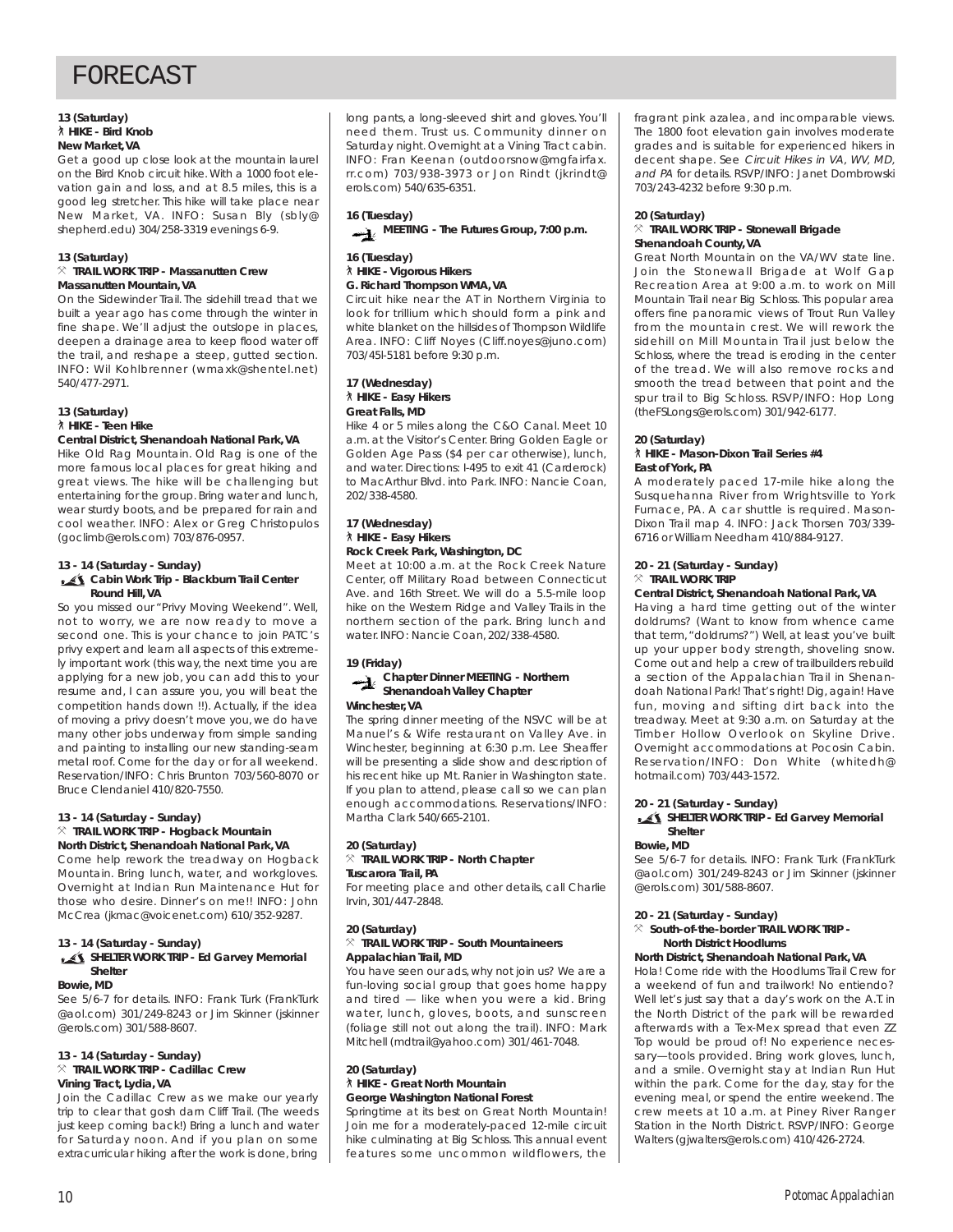# FORECAST

**13 (Saturday)**
**HIKE - Bird Knob**
**New Market, VA**

Get a good up close look at the mountain laurel on the Bird Knob circuit hike. With a 1000 foot elevation gain and loss, and at 8.5 miles, this is a good leg stretcher. This hike will take place near New Market, VA. INFO: Susan Bly (sbly@shepherd.edu) 304/258-3319 evenings 6-9.

**13 (Saturday)**
**TRAIL WORK TRIP - Massanutten Crew**
**Massanutten Mountain, VA**

On the Sidewinder Trail. The sidehill tread that we built a year ago has come through the winter in fine shape. We'll adjust the outslope in places, deepen a drainage area to keep flood water off the trail, and reshape a steep, gutted section. INFO: Wil Kohlbrenner (wmaxk@shentel.net) 540/477-2971.

**13 (Saturday)**
**HIKE - Teen Hike**
**Central District, Shenandoah National Park, VA**

Hike Old Rag Mountain. Old Rag is one of the more famous local places for great hiking and great views. The hike will be challenging but entertaining for the group. Bring water and lunch, wear sturdy boots, and be prepared for rain and cool weather. INFO: Alex or Greg Christopulos (goclimb@erols.com) 703/876-0957.

**13 - 14 (Saturday - Sunday)**
**Cabin Work Trip - Blackburn Trail Center**
**Round Hill, VA**

So you missed our "Privy Moving Weekend". Well, not to worry, we are now ready to move a second one. This is your chance to join PATC's privy expert and learn all aspects of this extremely important work (this way, the next time you are applying for a new job, you can add this to your resume and, I can assure you, you will beat the competition hands down !!). Actually, if the idea of moving a privy doesn't move you, we do have many other jobs underway from simple sanding and painting to installing our new standing-seam metal roof. Come for the day or for all weekend. Reservation/INFO: Chris Brunton 703/560-8070 or Bruce Clendaniel 410/820-7550.

**13 - 14 (Saturday - Sunday)**
**TRAIL WORK TRIP - Hogback Mountain**
**North District, Shenandoah National Park, VA**

Come help rework the treadway on Hogback Mountain. Bring lunch, water, and workgloves. Overnight at Indian Run Maintenance Hut for those who desire. Dinner's on me!! INFO: John McCrea (jkmac@voicenet.com) 610/352-9287.

**13 - 14 (Saturday - Sunday)**
**SHELTER WORK TRIP - Ed Garvey Memorial Shelter**
**Bowie, MD**

See 5/6-7 for details. INFO: Frank Turk (FrankTurk@aol.com) 301/249-8243 or Jim Skinner (jskinner@erols.com) 301/588-8607.

**13 - 14 (Saturday - Sunday)**
**TRAIL WORK TRIP - Cadillac Crew**
**Vining Tract, Lydia, VA**

Join the Cadillac Crew as we make our yearly trip to clear that gosh darn Cliff Trail. (The weeds just keep coming back!) Bring a lunch and water for Saturday noon. And if you plan on some extracurricular hiking after the work is done, bring long pants, a long-sleeved shirt and gloves. You'll need them. Trust us. Community dinner on Saturday night. Overnight at a Vining Tract cabin. INFO: Fran Keenan (outdoorsnow@mgfairfax.rr.com) 703/938-3973 or Jon Rindt (jkrindt@erols.com) 540/635-6351.

**16 (Tuesday)**
**MEETING - The Futures Group, 7:00 p.m.**

**16 (Tuesday)**
**HIKE - Vigorous Hikers**
**G. Richard Thompson WMA, VA**

Circuit hike near the AT in Northern Virginia to look for trillium which should form a pink and white blanket on the hillsides of Thompson Wildlife Area. INFO: Cliff Noyes (Cliff.noyes@juno.com) 703/451-5181 before 9:30 p.m.

**17 (Wednesday)**
**HIKE - Easy Hikers**
**Great Falls, MD**

Hike 4 or 5 miles along the C&O Canal. Meet 10 a.m. at the Visitor's Center. Bring Golden Eagle or Golden Age Pass ($4 per car otherwise), lunch, and water. Directions: I-495 to exit 41 (Carderock) to MacArthur Blvd. into Park. INFO: Nancie Coan, 202/338-4580.

**17 (Wednesday)**
**HIKE - Easy Hikers**
**Rock Creek Park, Washington, DC**

Meet at 10:00 a.m. at the Rock Creek Nature Center, off Military Road between Connecticut Ave. and 16th Street. We will do a 5.5-mile loop hike on the Western Ridge and Valley Trails in the northern section of the park. Bring lunch and water. INFO: Nancie Coan, 202/338-4580.

**19 (Friday)**
**Chapter Dinner MEETING - Northern Shenandoah Valley Chapter**
**Winchester, VA**

The spring dinner meeting of the NSVC will be at Manuel's & Wife restaurant on Valley Ave. in Winchester, beginning at 6:30 p.m. Lee Sheaffer will be presenting a slide show and description of his recent hike up Mt. Ranier in Washington state. If you plan to attend, please call so we can plan enough accommodations. Reservations/INFO: Martha Clark 540/665-2101.

**20 (Saturday)**
**TRAIL WORK TRIP - North Chapter**
**Tuscarora Trail, PA**

For meeting place and other details, call Charlie Irvin, 301/447-2848.

**20 (Saturday)**
**TRAIL WORK TRIP - South Mountaineers**
**Appalachian Trail, MD**

You have seen our ads, why not join us? We are a fun-loving social group that goes home happy and tired — like when you were a kid. Bring water, lunch, gloves, boots, and sunscreen (foliage still not out along the trail). INFO: Mark Mitchell (mdtrail@yahoo.com) 301/461-7048.

**20 (Saturday)**
**HIKE - Great North Mountain**
**George Washington National Forest**

Springtime at its best on Great North Mountain! Join me for a moderately-paced 12-mile circuit hike culminating at Big Schloss. This annual event features some uncommon wildflowers, the fragrant pink azalea, and incomparable views. The 1800 foot elevation gain involves moderate grades and is suitable for experienced hikers in decent shape. See *Circuit Hikes in VA, WV, MD, and PA* for details. RSVP/INFO: Janet Dombrowski 703/243-4232 before 9:30 p.m.

**20 (Saturday)**
**TRAIL WORK TRIP - Stonewall Brigade**
**Shenandoah County, VA**

Great North Mountain on the VA/WV state line. Join the Stonewall Brigade at Wolf Gap Recreation Area at 9:00 a.m. to work on Mill Mountain Trail near Big Schloss. This popular area offers fine panoramic views of Trout Run Valley from the mountain crest. We will rework the sidehill on Mill Mountain Trail just below the Schloss, where the tread is eroding in the center of the tread. We will also remove rocks and smooth the tread between that point and the spur trail to Big Schloss. RSVP/INFO: Hop Long (theFSLongs@erols.com) 301/942-6177.

**20 (Saturday)**
**HIKE - Mason-Dixon Trail Series #4**
**East of York, PA**

A moderately paced 17-mile hike along the Susquehanna River from Wrightsville to York Furnace, PA. A car shuttle is required. Mason-Dixon Trail map 4. INFO: Jack Thorsen 703/339-6716 or William Needham 410/884-9127.

**20 - 21 (Saturday - Sunday)**
**TRAIL WORK TRIP**
**Central District, Shenandoah National Park, VA**

Having a hard time getting out of the winter doldrums? (Want to know from whence came that term, "doldrums?") Well, at least you've built up your upper body strength, shoveling snow. Come out and help a crew of trailbuilders rebuild a section of the Appalachian Trail in Shenandoah National Park! That's right! Dig, again! Have fun, moving and sifting dirt back into the treadway. Meet at 9:30 a.m. on Saturday at the Timber Hollow Overlook on Skyline Drive. Overnight accommodations at Pocosin Cabin. Reservation/INFO: Don White (whitedh@hotmail.com) 703/443-1572.

**20 - 21 (Saturday - Sunday)**
**SHELTER WORK TRIP - Ed Garvey Memorial Shelter**
**Bowie, MD**

See 5/6-7 for details. INFO: Frank Turk (FrankTurk@aol.com) 301/249-8243 or Jim Skinner (jskinner@erols.com) 301/588-8607.

**20 - 21 (Saturday - Sunday)**
**South-of-the-border TRAIL WORK TRIP - North District Hoodlums**
**North District, Shenandoah National Park, VA**

Hola! Come ride with the Hoodlums Trail Crew for a weekend of fun and trailwork! No entiendo? Well let's just say that a day's work on the A.T. in the North District of the park will be rewarded afterwards with a Tex-Mex spread that even ZZ Top would be proud of! No experience necessary—tools provided. Bring work gloves, lunch, and a smile. Overnight stay at Indian Run Hut within the park. Come for the day, stay for the evening meal, or spend the entire weekend. The crew meets at 10 a.m. at Piney River Ranger Station in the North District. RSVP/INFO: George Walters (gjwalters@erols.com) 410/426-2724.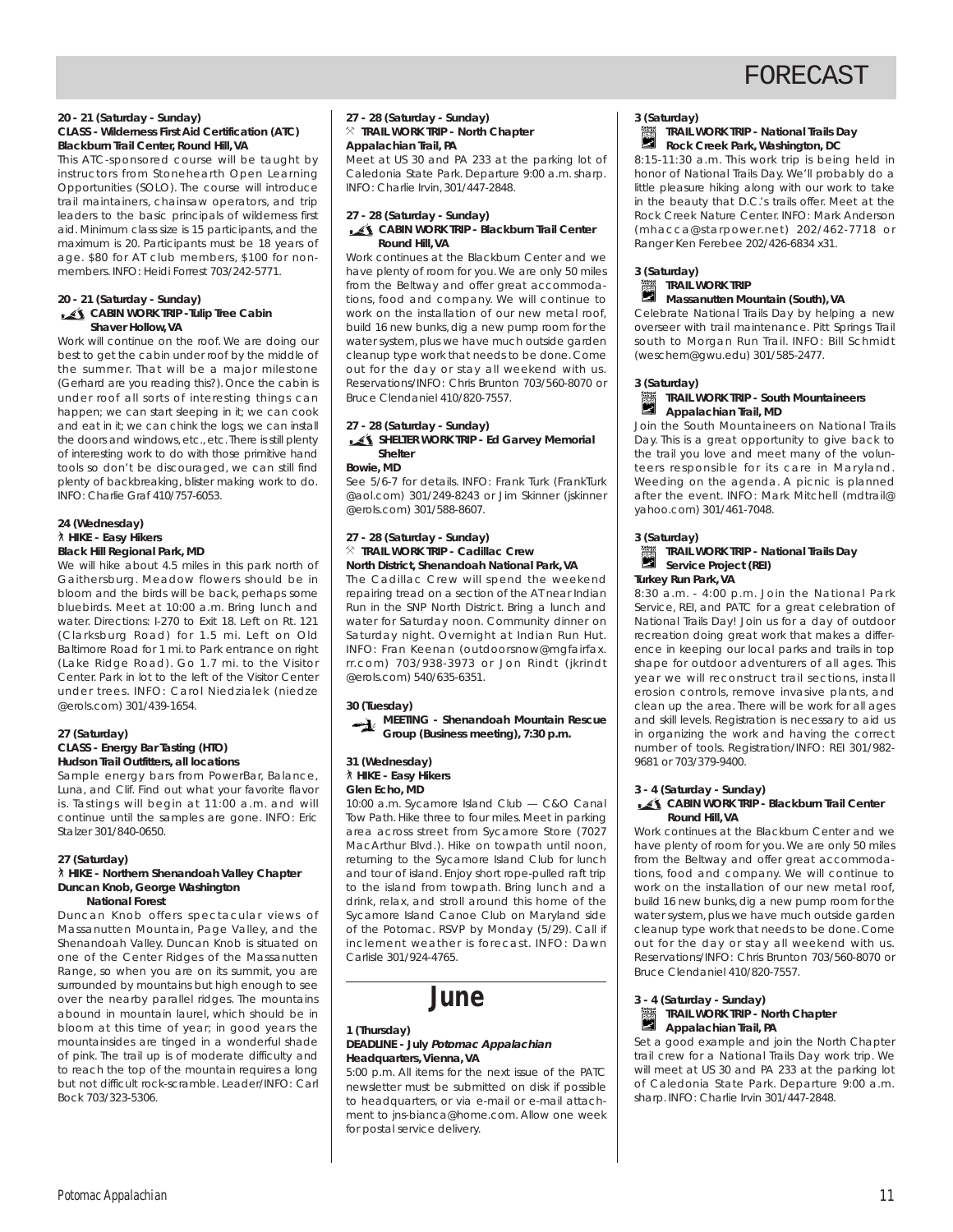# FORECAST

**20 - 21 (Saturday - Sunday)**
**CLASS - Wilderness First Aid Certification (ATC)**
**Blackburn Trail Center, Round Hill, VA**

This ATC-sponsored course will be taught by instructors from Stonehearth Open Learning Opportunities (SOLO). The course will introduce trail maintainers, chainsaw operators, and trip leaders to the basic principals of wilderness first aid. Minimum class size is 15 participants, and the maximum is 20. Participants must be 18 years of age. $80 for AT club members, $100 for nonmembers. INFO: Heidi Forrest 703/242-5771.

**20 - 21 (Saturday - Sunday)**
**CABIN WORK TRIP - Tulip Tree Cabin Shaver Hollow, VA**

Work will continue on the roof. We are doing our best to get the cabin under roof by the middle of the summer. That will be a major milestone (Gerhard are you reading this?). Once the cabin is under roof all sorts of interesting things can happen; we can start sleeping in it; we can cook and eat in it; we can chink the logs; we can install the doors and windows, etc., etc. There is still plenty of interesting work to do with those primitive hand tools so don't be discouraged, we can still find plenty of backbreaking, blister making work to do. INFO: Charlie Graf 410/757-6053.

**24 (Wednesday)**
**HIKE - Easy Hikers**
**Black Hill Regional Park, MD**

We will hike about 4.5 miles in this park north of Gaithersburg. Meadow flowers should be in bloom and the birds will be back, perhaps some bluebirds. Meet at 10:00 a.m. Bring lunch and water. Directions: I-270 to Exit 18. Left on Rt. 121 (Clarksburg Road) for 1.5 mi. Left on Old Baltimore Road for 1 mi. to Park entrance on right (Lake Ridge Road). Go 1.7 mi. to the Visitor Center. Park in lot to the left of the Visitor Center under trees. INFO: Carol Niedzialek (niedze @erols.com) 301/439-1654.

**27 (Saturday)**
**CLASS - Energy Bar Tasting (HTO)**
**Hudson Trail Outfitters, all locations**

Sample energy bars from PowerBar, Balance, Luna, and Clif. Find out what your favorite flavor is. Tastings will begin at 11:00 a.m. and will continue until the samples are gone. INFO: Eric Stalzer 301/840-0650.

**27 (Saturday)**
**HIKE - Northern Shenandoah Valley Chapter**
**Duncan Knob, George Washington National Forest**

Duncan Knob offers spectacular views of Massanutten Mountain, Page Valley, and the Shenandoah Valley. Duncan Knob is situated on one of the Center Ridges of the Massanutten Range, so when you are on its summit, you are surrounded by mountains but high enough to see over the nearby parallel ridges. The mountains abound in mountain laurel, which should be in bloom at this time of year; in good years the mountainsides are tinged in a wonderful shade of pink. The trail up is of moderate difficulty and to reach the top of the mountain requires a long but not difficult rock-scramble. Leader/INFO: Carl Bock 703/323-5306.

**27 - 28 (Saturday - Sunday)**
**TRAIL WORK TRIP - North Chapter**
**Appalachian Trail, PA**

Meet at US 30 and PA 233 at the parking lot of Caledonia State Park. Departure 9:00 a.m. sharp. INFO: Charlie Irvin, 301/447-2848.

**27 - 28 (Saturday - Sunday)**
**CABIN WORK TRIP - Blackburn Trail Center Round Hill, VA**

Work continues at the Blackburn Center and we have plenty of room for you. We are only 50 miles from the Beltway and offer great accommodations, food and company. We will continue to work on the installation of our new metal roof, build 16 new bunks, dig a new pump room for the water system, plus we have much outside garden cleanup type work that needs to be done. Come out for the day or stay all weekend with us. Reservations/INFO: Chris Brunton 703/560-8070 or Bruce Clendaniel 410/820-7557.

**27 - 28 (Saturday - Sunday)**
**SHELTER WORK TRIP - Ed Garvey Memorial Shelter**
**Bowie, MD**

See 5/6-7 for details. INFO: Frank Turk (FrankTurk @aol.com) 301/249-8243 or Jim Skinner (jskinner @erols.com) 301/588-8607.

**27 - 28 (Saturday - Sunday)**
**TRAIL WORK TRIP - Cadillac Crew**
**North District, Shenandoah National Park, VA**

The Cadillac Crew will spend the weekend repairing tread on a section of the AT near Indian Run in the SNP North District. Bring a lunch and water for Saturday noon. Community dinner on Saturday night. Overnight at Indian Run Hut. INFO: Fran Keenan (outdoorsnow@mgfairfax.rr.com) 703/938-3973 or Jon Rindt (jkrindt @erols.com) 540/635-6351.

**30 (Tuesday)**
**MEETING - Shenandoah Mountain Rescue Group (Business meeting), 7:30 p.m.**

**31 (Wednesday)**
**HIKE - Easy Hikers**
**Glen Echo, MD**

10:00 a.m. Sycamore Island Club — C&O Canal Tow Path. Hike three to four miles. Meet in parking area across street from Sycamore Store (7027 MacArthur Blvd.). Hike on towpath until noon, returning to the Sycamore Island Club for lunch and tour of island. Enjoy short rope-pulled raft trip to the island from towpath. Bring lunch and a drink, relax, and stroll around this home of the Sycamore Island Canoe Club on Maryland side of the Potomac. RSVP by Monday (5/29). Call if inclement weather is forecast. INFO: Dawn Carlisle 301/924-4765.

## June

**1 (Thursday)**
**DEADLINE - July *Potomac Appalachian***
**Headquarters, Vienna, VA**

5:00 p.m. All items for the next issue of the PATC newsletter must be submitted on disk if possible to headquarters, or via e-mail or e-mail attachment to jns-bianca@home.com. Allow one week for postal service delivery.

**3 (Saturday)**
**TRAIL WORK TRIP - National Trails Day**
**Rock Creek Park, Washington, DC**

8:15-11:30 a.m. This work trip is being held in honor of National Trails Day. We'll probably do a little pleasure hiking along with our work to take in the beauty that D.C.'s trails offer. Meet at the Rock Creek Nature Center. INFO: Mark Anderson (mhacca@starpower.net) 202/462-7718 or Ranger Ken Ferebee 202/426-6834 x31.

**3 (Saturday)**
**TRAIL WORK TRIP**
**Massanutten Mountain (South), VA**

Celebrate National Trails Day by helping a new overseer with trail maintenance. Pitt Springs Trail south to Morgan Run Trail. INFO: Bill Schmidt (weschem@gwu.edu) 301/585-2477.

**3 (Saturday)**
**TRAIL WORK TRIP - South Mountaineers**
**Appalachian Trail, MD**

Join the South Mountaineers on National Trails Day. This is a great opportunity to give back to the trail you love and meet many of the volunteers responsible for its care in Maryland. Weeding on the agenda. A picnic is planned after the event. INFO: Mark Mitchell (mdtrail@ yahoo.com) 301/461-7048.

**3 (Saturday)**
**TRAIL WORK TRIP - National Trails Day Service Project (REI)**
**Turkey Run Park, VA**

8:30 a.m. - 4:00 p.m. Join the National Park Service, REI, and PATC for a great celebration of National Trails Day! Join us for a day of outdoor recreation doing great work that makes a difference in keeping our local parks and trails in top shape for outdoor adventurers of all ages. This year we will reconstruct trail sections, install erosion controls, remove invasive plants, and clean up the area. There will be work for all ages and skill levels. Registration is necessary to aid us in organizing the work and having the correct number of tools. Registration/INFO: REI 301/982-9681 or 703/379-9400.

**3 - 4 (Saturday - Sunday)**
**CABIN WORK TRIP - Blackburn Trail Center Round Hill, VA**

Work continues at the Blackburn Center and we have plenty of room for you. We are only 50 miles from the Beltway and offer great accommodations, food and company. We will continue to work on the installation of our new metal roof, build 16 new bunks, dig a new pump room for the water system, plus we have much outside garden cleanup type work that needs to be done. Come out for the day or stay all weekend with us. Reservations/INFO: Chris Brunton 703/560-8070 or Bruce Clendaniel 410/820-7557.

**3 - 4 (Saturday - Sunday)**
**TRAIL WORK TRIP - North Chapter**
**Appalachian Trail, PA**

Set a good example and join the North Chapter trail crew for a National Trails Day work trip. We will meet at US 30 and PA 233 at the parking lot of Caledonia State Park. Departure 9:00 a.m. sharp. INFO: Charlie Irvin 301/447-2848.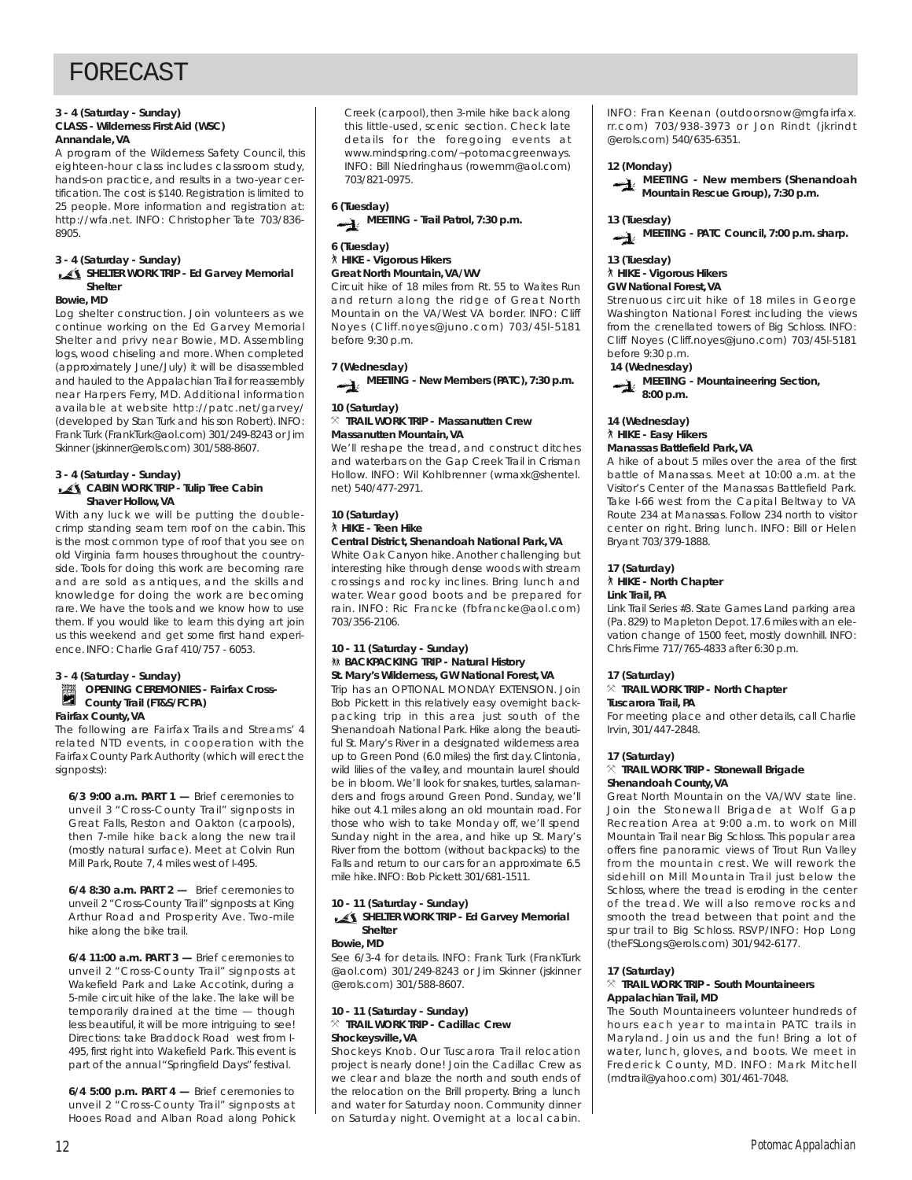# FORECAST

**3 - 4 (Saturday - Sunday)**
**CLASS - Wilderness First Aid (WSC)**
**Annandale, VA**

A program of the Wilderness Safety Council, this eighteen-hour class includes classroom study, hands-on practice, and results in a two-year certification. The cost is $140. Registration is limited to 25 people. More information and registration at: http://wfa.net. INFO: Christopher Tate 703/836-8905.

**3 - 4 (Saturday - Sunday)**
**SHELTER WORK TRIP - Ed Garvey Memorial Shelter**
**Bowie, MD**

Log shelter construction. Join volunteers as we continue working on the Ed Garvey Memorial Shelter and privy near Bowie, MD. Assembling logs, wood chiseling and more. When completed (approximately June/July) it will be disassembled and hauled to the Appalachian Trail for reassembly near Harpers Ferry, MD. Additional information available at website http://patc.net/garvey/ (developed by Stan Turk and his son Robert). INFO: Frank Turk (FrankTurk@aol.com) 301/249-8243 or Jim Skinner (jskinner@erols.com) 301/588-8607.

**3 - 4 (Saturday - Sunday)**
**CABIN WORK TRIP - Tulip Tree Cabin**
**Shaver Hollow, VA**

With any luck we will be putting the double-crimp standing seam tern roof on the cabin. This is the most common type of roof that you see on old Virginia farm houses throughout the countryside. Tools for doing this work are becoming rare and are sold as antiques, and the skills and knowledge for doing the work are becoming rare. We have the tools and we know how to use them. If you would like to learn this dying art join us this weekend and get some first hand experience. INFO: Charlie Graf 410/757 - 6053.

**3 - 4 (Saturday - Sunday)**
**OPENING CEREMONIES - Fairfax Cross-County Trail (FT&S/FCPA)**
**Fairfax County, VA**

The following are Fairfax Trails and Streams' 4 related NTD events, in cooperation with the Fairfax County Park Authority (which will erect the signposts):

**6/3 9:00 a.m. PART 1 —** Brief ceremonies to unveil 3 "Cross-County Trail" signposts in Great Falls, Reston and Oakton (carpools), then 7-mile hike back along the new trail (mostly natural surface). Meet at Colvin Run Mill Park, Route 7, 4 miles west of I-495.

**6/4 8:30 a.m. PART 2 —** Brief ceremonies to unveil 2 "Cross-County Trail" signposts at King Arthur Road and Prosperity Ave. Two-mile hike along the bike trail.

**6/4 11:00 a.m. PART 3 —** Brief ceremonies to unveil 2 "Cross-County Trail" signposts at Wakefield Park and Lake Accotink, during a 5-mile circuit hike of the lake. The lake will be temporarily drained at the time — though less beautiful, it will be more intriguing to see! Directions: take Braddock Road west from I-495, first right into Wakefield Park. This event is part of the annual "Springfield Days" festival.

**6/4 5:00 p.m. PART 4 —** Brief ceremonies to unveil 2 "Cross-County Trail" signposts at Hooes Road and Alban Road along Pohick Creek (carpool), then 3-mile hike back along this little-used, scenic section. Check late details for the foregoing events at www.mindspring.com/~potomacgreenways. INFO: Bill Niedringhaus (rowemm@aol.com) 703/821-0975.

**6 (Tuesday)**
**MEETING - Trail Patrol, 7:30 p.m.**

**6 (Tuesday)**
**HIKE - Vigorous Hikers**
**Great North Mountain, VA/WV**

Circuit hike of 18 miles from Rt. 55 to Waites Run and return along the ridge of Great North Mountain on the VA/West VA border. INFO: Cliff Noyes (Cliff.noyes@juno.com) 703/45l-5181 before 9:30 p.m.

**7 (Wednesday)**
**MEETING - New Members (PATC), 7:30 p.m.**

**10 (Saturday)**
**TRAIL WORK TRIP - Massanutten Crew**
**Massanutten Mountain, VA**

We'll reshape the tread, and construct ditches and waterbars on the Gap Creek Trail in Crisman Hollow. INFO: Wil Kohlbrenner (wmaxk@shentel.net) 540/477-2971.

**10 (Saturday)**
**HIKE - Teen Hike**
**Central District, Shenandoah National Park, VA**

White Oak Canyon hike. Another challenging but interesting hike through dense woods with stream crossings and rocky inclines. Bring lunch and water. Wear good boots and be prepared for rain. INFO: Ric Francke (fbfrancke@aol.com) 703/356-2106.

**10 - 11 (Saturday - Sunday)**
**BACKPACKING TRIP - Natural History**
**St. Mary's Wilderness, GW National Forest, VA**

Trip has an OPTIONAL MONDAY EXTENSION. Join Bob Pickett in this relatively easy overnight backpacking trip in this area just south of the Shenandoah National Park. Hike along the beautiful St. Mary's River in a designated wilderness area up to Green Pond (6.0 miles) the first day. Clintonia, wild lilies of the valley, and mountain laurel should be in bloom. We'll look for snakes, turtles, salamanders and frogs around Green Pond. Sunday, we'll hike out 4.1 miles along an old mountain road. For those who wish to take Monday off, we'll spend Sunday night in the area, and hike up St. Mary's River from the bottom (without backpacks) to the Falls and return to our cars for an approximate 6.5 mile hike. INFO: Bob Pickett 301/681-1511.

**10 - 11 (Saturday - Sunday)**
**SHELTER WORK TRIP - Ed Garvey Memorial Shelter**
**Bowie, MD**

See 6/3-4 for details. INFO: Frank Turk (FrankTurk@aol.com) 301/249-8243 or Jim Skinner (jskinner@erols.com) 301/588-8607.

**10 - 11 (Saturday - Sunday)**
**TRAIL WORK TRIP - Cadillac Crew**
**Shockeysville, VA**

Shockeys Knob. Our Tuscarora Trail relocation project is nearly done! Join the Cadillac Crew as we clear and blaze the north and south ends of the relocation on the Brill property. Bring a lunch and water for Saturday noon. Community dinner on Saturday night. Overnight at a local cabin. INFO: Fran Keenan (outdoorsnow@mgfairfax.rr.com) 703/938-3973 or Jon Rindt (jkrindt@erols.com) 540/635-6351.

**12 (Monday)**
**MEETING - New members (Shenandoah Mountain Rescue Group), 7:30 p.m.**

**13 (Tuesday)**
**MEETING - PATC Council, 7:00 p.m. sharp.**

**13 (Tuesday)**
**HIKE - Vigorous Hikers**
**GW National Forest, VA**

Strenuous circuit hike of 18 miles in George Washington National Forest including the views from the crenellated towers of Big Schloss. INFO: Cliff Noyes (Cliff.noyes@juno.com) 703/45l-5181 before 9:30 p.m.

**14 (Wednesday)**
**MEETING - Mountaineering Section, 8:00 p.m.**

**14 (Wednesday)**
**HIKE - Easy Hikers**
**Manassas Battlefield Park, VA**

A hike of about 5 miles over the area of the first battle of Manassas. Meet at 10:00 a.m. at the Visitor's Center of the Manassas Battlefield Park. Take I-66 west from the Capital Beltway to VA Route 234 at Manassas. Follow 234 north to visitor center on right. Bring lunch. INFO: Bill or Helen Bryant 703/379-1888.

**17 (Saturday)**
**HIKE - North Chapter**
**Link Trail, PA**

Link Trail Series #3. State Games Land parking area (Pa. 829) to Mapleton Depot. 17.6 miles with an elevation change of 1500 feet, mostly downhill. INFO: Chris Firme 717/765-4833 after 6:30 p.m.

**17 (Saturday)**
**TRAIL WORK TRIP - North Chapter**
**Tuscarora Trail, PA**

For meeting place and other details, call Charlie Irvin, 301/447-2848.

**17 (Saturday)**
**TRAIL WORK TRIP - Stonewall Brigade**
**Shenandoah County, VA**

Great North Mountain on the VA/WV state line. Join the Stonewall Brigade at Wolf Gap Recreation Area at 9:00 a.m. to work on Mill Mountain Trail near Big Schloss. This popular area offers fine panoramic views of Trout Run Valley from the mountain crest. We will rework the sidehill on Mill Mountain Trail just below the Schloss, where the tread is eroding in the center of the tread. We will also remove rocks and smooth the tread between that point and the spur trail to Big Schloss. RSVP/INFO: Hop Long (theFSLongs@erols.com) 301/942-6177.

**17 (Saturday)**
**TRAIL WORK TRIP - South Mountaineers**
**Appalachian Trail, MD**

The South Mountaineers volunteer hundreds of hours each year to maintain PATC trails in Maryland. Join us and the fun! Bring a lot of water, lunch, gloves, and boots. We meet in Frederick County, MD. INFO: Mark Mitchell (mdtrail@yahoo.com) 301/461-7048.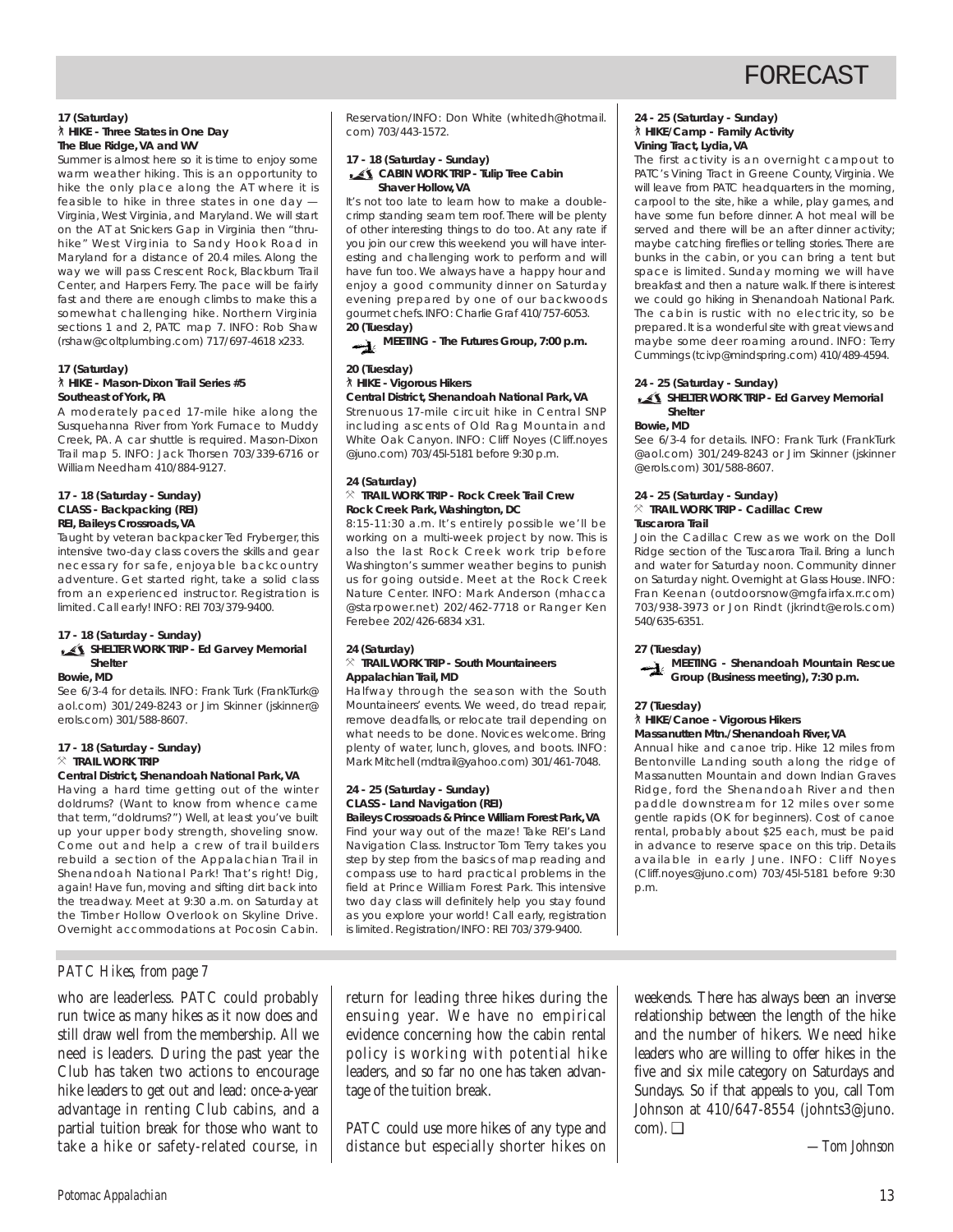# FORECAST

**17 (Saturday)**
**HIKE - Three States in One Day**
**The Blue Ridge, VA and WV**

Summer is almost here so it is time to enjoy some warm weather hiking. This is an opportunity to hike the only place along the AT where it is feasible to hike in three states in one day — Virginia, West Virginia, and Maryland. We will start on the AT at Snickers Gap in Virginia then "thru-hike" West Virginia to Sandy Hook Road in Maryland for a distance of 20.4 miles. Along the way we will pass Crescent Rock, Blackburn Trail Center, and Harpers Ferry. The pace will be fairly fast and there are enough climbs to make this a somewhat challenging hike. Northern Virginia sections 1 and 2, PATC map 7. INFO: Rob Shaw (rshaw@coltplumbing.com) 717/697-4618 x233.

**17 (Saturday)**
**HIKE - Mason-Dixon Trail Series #5**
**Southeast of York, PA**

A moderately paced 17-mile hike along the Susquehanna River from York Furnace to Muddy Creek, PA. A car shuttle is required. Mason-Dixon Trail map 5. INFO: Jack Thorsen 703/339-6716 or William Needham 410/884-9127.

**17 - 18 (Saturday - Sunday)**
**CLASS - Backpacking (REI)**
**REI, Baileys Crossroads, VA**

Taught by veteran backpacker Ted Fryberger, this intensive two-day class covers the skills and gear necessary for safe, enjoyable backcountry adventure. Get started right, take a solid class from an experienced instructor. Registration is limited. Call early! INFO: REI 703/379-9400.

**17 - 18 (Saturday - Sunday)**
**SHELTER WORK TRIP - Ed Garvey Memorial Shelter**
**Bowie, MD**

See 6/3-4 for details. INFO: Frank Turk (FrankTurk@aol.com) 301/249-8243 or Jim Skinner (jskinner@erols.com) 301/588-8607.

**17 - 18 (Saturday - Sunday)**
**TRAIL WORK TRIP**
**Central District, Shenandoah National Park, VA**

Having a hard time getting out of the winter doldrums? (Want to know from whence came that term, "doldrums?") Well, at least you've built up your upper body strength, shoveling snow. Come out and help a crew of trail builders rebuild a section of the Appalachian Trail in Shenandoah National Park! That's right! Dig, again! Have fun, moving and sifting dirt back into the treadway. Meet at 9:30 a.m. on Saturday at the Timber Hollow Overlook on Skyline Drive. Overnight accommodations at Pocosin Cabin. Reservation/INFO: Don White (whitedh@hotmail.com) 703/443-1572.

**17 - 18 (Saturday - Sunday)**
**CABIN WORK TRIP - Tulip Tree Cabin**
**Shaver Hollow, VA**

It's not too late to learn how to make a double-crimp standing seam tern roof. There will be plenty of other interesting things to do too. At any rate if you join our crew this weekend you will have interesting and challenging work to perform and will have fun too. We always have a happy hour and enjoy a good community dinner on Saturday evening prepared by one of our backwoods gourmet chefs. INFO: Charlie Graf 410/757-6053.

**20 (Tuesday)**
**MEETING - The Futures Group, 7:00 p.m.**

**20 (Tuesday)**
**HIKE - Vigorous Hikers**
**Central District, Shenandoah National Park, VA**

Strenuous 17-mile circuit hike in Central SNP including ascents of Old Rag Mountain and White Oak Canyon. INFO: Cliff Noyes (Cliff.noyes@juno.com) 703/45l-5181 before 9:30 p.m.

**24 (Saturday)**
**TRAIL WORK TRIP - Rock Creek Trail Crew**
**Rock Creek Park, Washington, DC**

8:15-11:30 a.m. It's entirely possible we'll be working on a multi-week project by now. This is also the last Rock Creek work trip before Washington's summer weather begins to punish us for going outside. Meet at the Rock Creek Nature Center. INFO: Mark Anderson (mhacca@starpower.net) 202/462-7718 or Ranger Ken Ferebee 202/426-6834 x31.

**24 (Saturday)**
**TRAIL WORK TRIP - South Mountaineers**
**Appalachian Trail, MD**

Halfway through the season with the South Mountaineers' events. We weed, do tread repair, remove deadfalls, or relocate trail depending on what needs to be done. Novices welcome. Bring plenty of water, lunch, gloves, and boots. INFO: Mark Mitchell (mdtrail@yahoo.com) 301/461-7048.

**24 - 25 (Saturday - Sunday)**
**CLASS - Land Navigation (REI)**
**Baileys Crossroads & Prince William Forest Park, VA**

Find your way out of the maze! Take REI's Land Navigation Class. Instructor Tom Terry takes you step by step from the basics of map reading and compass use to hard practical problems in the field at Prince William Forest Park. This intensive two day class will definitely help you stay found as you explore your world! Call early, registration is limited. Registration/INFO: REI 703/379-9400.

**24 - 25 (Saturday - Sunday)**
**HIKE/Camp - Family Activity**
**Vining Tract, Lydia, VA**

The first activity is an overnight campout to PATC's Vining Tract in Greene County, Virginia. We will leave from PATC headquarters in the morning, carpool to the site, hike a while, play games, and have some fun before dinner. A hot meal will be served and there will be an after dinner activity; maybe catching fireflies or telling stories. There are bunks in the cabin, or you can bring a tent but space is limited. Sunday morning we will have breakfast and then a nature walk. If there is interest we could go hiking in Shenandoah National Park. The cabin is rustic with no electricity, so be prepared. It is a wonderful site with great views and maybe some deer roaming around. INFO: Terry Cummings (tcivp@mindspring.com) 410/489-4594.

**24 - 25 (Saturday - Sunday)**
**SHELTER WORK TRIP - Ed Garvey Memorial Shelter**
**Bowie, MD**

See 6/3-4 for details. INFO: Frank Turk (FrankTurk@aol.com) 301/249-8243 or Jim Skinner (jskinner@erols.com) 301/588-8607.

**24 - 25 (Saturday - Sunday)**
**TRAIL WORK TRIP - Cadillac Crew**
**Tuscarora Trail**

Join the Cadillac Crew as we work on the Doll Ridge section of the Tuscarora Trail. Bring a lunch and water for Saturday noon. Community dinner on Saturday night. Overnight at Glass House. INFO: Fran Keenan (outdoorsnow@mgfairfax.rr.com) 703/938-3973 or Jon Rindt (jkrindt@erols.com) 540/635-6351.

**27 (Tuesday)**
**MEETING - Shenandoah Mountain Rescue Group (Business meeting), 7:30 p.m.**

**27 (Tuesday)**
**HIKE/Canoe - Vigorous Hikers**
**Massanutten Mtn./Shenandoah River, VA**

Annual hike and canoe trip. Hike 12 miles from Bentonville Landing south along the ridge of Massanutten Mountain and down Indian Graves Ridge, ford the Shenandoah River and then paddle downstream for 12 miles over some gentle rapids (OK for beginners). Cost of canoe rental, probably about $25 each, must be paid in advance to reserve space on this trip. Details available in early June. INFO: Cliff Noyes (Cliff.noyes@juno.com) 703/45l-5181 before 9:30 p.m.

---

*PATC Hikes, from page 7*

who are leaderless. PATC could probably run twice as many hikes as it now does and still draw well from the membership. All we need is leaders. During the past year the Club has taken two actions to encourage hike leaders to get out and lead: once-a-year advantage in renting Club cabins, and a partial tuition break for those who want to take a hike or safety-related course, in return for leading three hikes during the ensuing year. We have no empirical evidence concerning how the cabin rental policy is working with potential hike leaders, and so far no one has taken advantage of the tuition break.

PATC could use more hikes of any type and distance but especially shorter hikes on weekends. There has always been an inverse relationship between the length of the hike and the number of hikers. We need hike leaders who are willing to offer hikes in the five and six mile category on Saturdays and Sundays. So if that appeals to you, call Tom Johnson at 410/647-8554 (johnts3@juno.com). ❑

*—Tom Johnson*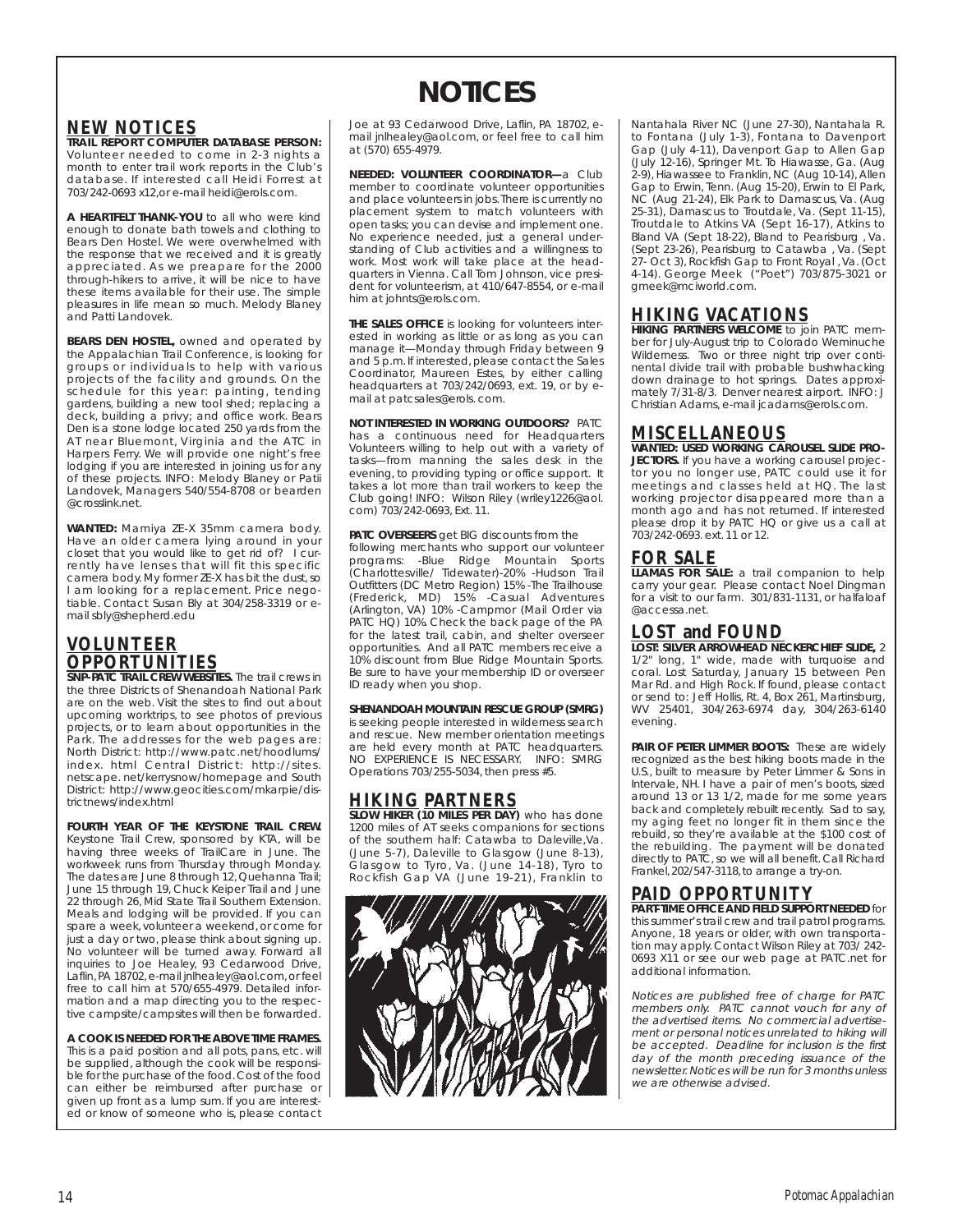# NOTICES

## NEW NOTICES

**TRAIL REPORT COMPUTER DATABASE PERSON:** Volunteer needed to come in 2-3 nights a month to enter trail work reports in the Club's database. If interested call Heidi Forrest at 703/242-0693 x12,or e-mail heidi@erols.com.

**A HEARTFELT THANK-YOU** to all who were kind enough to donate bath towels and clothing to Bears Den Hostel. We were overwhelmed with the response that we received and it is greatly appreciated. As we preapare for the 2000 through-hikers to arrive, it will be nice to have these items available for their use. The simple pleasures in life mean so much. Melody Blaney and Patti Landovek.

**BEARS DEN HOSTEL,** owned and operated by the Appalachian Trail Conference, is looking for groups or individuals to help with various projects of the facility and grounds. On the schedule for this year: painting, tending gardens, building a new tool shed; replacing a deck, building a privy; and office work. Bears Den is a stone lodge located 250 yards from the AT near Bluemont, Virginia and the ATC in Harpers Ferry. We will provide one night's free lodging if you are interested in joining us for any of these projects. INFO: Melody Blaney or Patii Landovek, Managers 540/554-8708 or bearden @crosslink.net.

**WANTED:** Mamiya ZE-X 35mm camera body. Have an older camera lying around in your closet that you would like to get rid of? I currently have lenses that will fit this specific camera body. My former ZE-X has bit the dust, so I am looking for a replacement. Price negotiable. Contact Susan Bly at 304/258-3319 or e-mail sbly@shepherd.edu

## VOLUNTEER OPPORTUNITIES

**SNP-PATC TRAIL CREW WEBSITES.** The trail crews in the three Districts of Shenandoah National Park are on the web. Visit the sites to find out about upcoming worktrips, to see photos of previous projects, or to learn about opportunities in the Park. The addresses for the web pages are: North District: http://www.patc.net/hoodlums/index.html Central District: http://sites.netscape.net/kerrysnow/homepage and South District: http://www.geocities.com/mkarpie/districtnews/index.html

**FOURTH YEAR OF THE KEYSTONE TRAIL CREW.** Keystone Trail Crew, sponsored by KTA, will be having three weeks of TrailCare in June. The workweek runs from Thursday through Monday. The dates are June 8 through 12, Quehanna Trail; June 15 through 19, Chuck Keiper Trail and June 22 through 26, Mid State Trail Southern Extension. Meals and lodging will be provided. If you can spare a week, volunteer a weekend, or come for just a day or two, please think about signing up. No volunteer will be turned away. Forward all inquiries to Joe Healey, 93 Cedarwood Drive, Laflin, PA 18702, e-mail jnlhealey@aol.com, or feel free to call him at 570/655-4979. Detailed information and a map directing you to the respective campsite/campsites will then be forwarded.

**A COOK IS NEEDED FOR THE ABOVE TIME FRAMES.** This is a paid position and all pots, pans, etc. will be supplied, although the cook will be responsible for the purchase of the food. Cost of the food can either be reimbursed after purchase or given up front as a lump sum. If you are interested or know of someone who is, please contact Joe at 93 Cedarwood Drive, Laflin, PA 18702, e-mail jnlhealey@aol.com, or feel free to call him at (570) 655-4979.

**NEEDED: VOLUNTEER COORDINATOR—**a Club member to coordinate volunteer opportunities and place volunteers in jobs. There is currently no placement system to match volunteers with open tasks; you can devise and implement one. No experience needed, just a general understanding of Club activities and a willingness to work. Most work will take place at the headquarters in Vienna. Call Tom Johnson, vice president for volunteerism, at 410/647-8554, or e-mail him at johnts@erols.com.

**THE SALES OFFICE** is looking for volunteers interested in working as little or as long as you can manage it—Monday through Friday between 9 and 5 p.m. If interested, please contact the Sales Coordinator, Maureen Estes, by either calling headquarters at 703/242/0693, ext. 19, or by e-mail at patcsales@erols. com.

**NOT INTERESTED IN WORKING OUTDOORS?** PATC has a continuous need for Headquarters Volunteers willing to help out with a variety of tasks—from manning the sales desk in the evening, to providing typing or office support. It takes a lot more than trail workers to keep the Club going! INFO: Wilson Riley (wriley1226@aol.com) 703/242-0693, Ext. 11.

**PATC OVERSEERS** get BIG discounts from the following merchants who support our volunteer programs: -Blue Ridge Mountain Sports (Charlottesville/ Tidewater)-20% -Hudson Trail Outfitters (DC Metro Region) 15% -The Trailhouse (Frederick, MD) 15% -Casual Adventures (Arlington, VA) 10% -Campmor (Mail Order via PATC HQ) 10%. Check the back page of the PA for the latest trail, cabin, and shelter overseer opportunities. And all PATC members receive a 10% discount from Blue Ridge Mountain Sports. Be sure to have your membership ID or overseer ID ready when you shop.

**SHENANDOAH MOUNTAIN RESCUE GROUP (SMRG)** is seeking people interested in wilderness search and rescue. New member orientation meetings are held every month at PATC headquarters. NO EXPERIENCE IS NECESSARY. INFO: SMRG Operations 703/255-5034, then press #5.

## HIKING PARTNERS

**SLOW HIKER (10 MILES PER DAY)** who has done 1200 miles of AT seeks companions for sections of the southern half: Catawba to Daleville,Va. (June 5-7), Daleville to Glasgow (June 8-13), Glasgow to Tyro, Va. (June 14-18), Tyro to Rockfish Gap VA (June 19-21), Franklin to Nantahala River NC (June 27-30), Nantahala R. to Fontana (July 1-3), Fontana to Davenport Gap (July 4-11), Davenport Gap to Allen Gap (July 12-16), Springer Mt. To Hiawasse, Ga. (Aug 2-9), Hiawassee to Franklin, NC (Aug 10-14), Allen Gap to Erwin, Tenn. (Aug 15-20), Erwin to El Park, NC (Aug 21-24), Elk Park to Damascus, Va. (Aug 25-31), Damascus to Troutdale, Va. (Sept 11-15), Troutdale to Atkins VA (Sept 16-17), Atkins to Bland VA (Sept 18-22), Bland to Pearisburg , Va. (Sept 23-26), Pearisburg to Catawba , Va. (Sept 27- Oct 3), Rockfish Gap to Front Royal , Va. (Oct 4-14). George Meek ("Poet") 703/875-3021 or gmeek@mciworld.com.

## HIKING VACATIONS

**HIKING PARTNERS WELCOME** to join PATC member for July-August trip to Colorado Weminuche Wilderness. Two or three night trip over continental divide trail with probable bushwhacking down drainage to hot springs. Dates approximately 7/31-8/3. Denver nearest airport. INFO: J Christian Adams, e-mail jcadams@erols.com.

## MISCELLANEOUS

**WANTED: USED WORKING CAROUSEL SLIDE PROJECTORS.** If you have a working carousel projector you no longer use, PATC could use it for meetings and classes held at HQ. The last working projector disappeared more than a month ago and has not returned. If interested please drop it by PATC HQ or give us a call at 703/242-0693. ext. 11 or 12.

## FOR SALE

**LLAMAS FOR SALE:** a trail companion to help carry your gear. Please contact Noel Dingman for a visit to our farm. 301/831-1131, or halfaloaf @accessa.net.

## LOST and FOUND

**LOST: SILVER ARROWHEAD NECKERCHIEF SLIDE,** 2 1/2" long, 1" wide, made with turquoise and coral. Lost Saturday, January 15 between Pen Mar Rd. and High Rock. If found, please contact or send to: Jeff Hollis, Rt. 4, Box 261, Martinsburg, WV 25401, 304/263-6974 day, 304/263-6140 evening.

**PAIR OF PETER LIMMER BOOTS:** These are widely recognized as the best hiking boots made in the U.S., built to measure by Peter Limmer & Sons in Intervale, NH. I have a pair of men's boots, sized around 13 or 13 1/2, made for me some years back and completely rebuilt recently. Sad to say, my aging feet no longer fit in them since the rebuild, so they're available at the $100 cost of the rebuilding. The payment will be donated directly to PATC, so we will all benefit. Call Richard Frankel, 202/547-3118, to arrange a try-on.

## PAID OPPORTUNITY

**PART-TIME OFFICE AND FIELD SUPPORT NEEDED** for this summer's trail crew and trail patrol programs. Anyone, 18 years or older, with own transportation may apply. Contact Wilson Riley at 703/ 242-0693 X11 or see our web page at PATC.net for additional information.

*Notices are published free of charge for PATC members only. PATC cannot vouch for any of the advertised items. No commercial advertisement or personal notices unrelated to hiking will be accepted. Deadline for inclusion is the first day of the month preceding issuance of the newsletter. Notices will be run for 3 months unless we are otherwise advised.*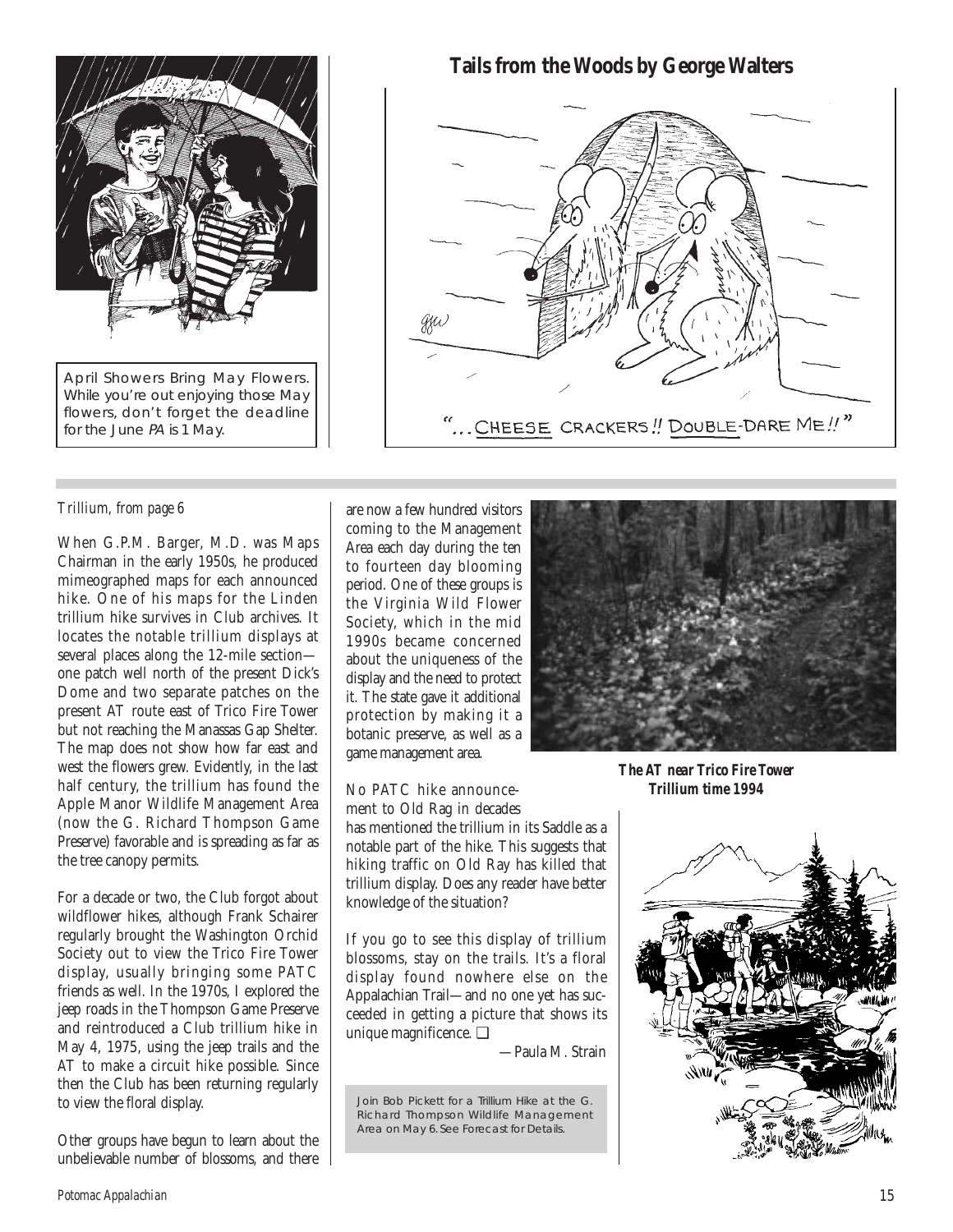April Showers Bring May Flowers. While you're out enjoying those May flowers, don't forget the deadline for the June *PA* is 1 May.

## Tails from the Woods by George Walters

"...CHEESE CRACKERS!! DOUBLE-DARE ME!!"

*Trillium, from page 6*

When G.P.M. Barger, M.D. was Maps Chairman in the early 1950s, he produced mimeographed maps for each announced hike. One of his maps for the Linden trillium hike survives in Club archives. It locates the notable trillium displays at several places along the 12-mile section—one patch well north of the present Dick's Dome and two separate patches on the present AT route east of Trico Fire Tower but not reaching the Manassas Gap Shelter. The map does not show how far east and west the flowers grew. Evidently, in the last half century, the trillium has found the Apple Manor Wildlife Management Area (now the G. Richard Thompson Game Preserve) favorable and is spreading as far as the tree canopy permits.

For a decade or two, the Club forgot about wildflower hikes, although Frank Schairer regularly brought the Washington Orchid Society out to view the Trico Fire Tower display, usually bringing some PATC friends as well. In the 1970s, I explored the jeep roads in the Thompson Game Preserve and reintroduced a Club trillium hike in May 4, 1975, using the jeep trails and the AT to make a circuit hike possible. Since then the Club has been returning regularly to view the floral display.

Other groups have begun to learn about the unbelievable number of blossoms, and there are now a few hundred visitors coming to the Management Area each day during the ten to fourteen day blooming period. One of these groups is the Virginia Wild Flower Society, which in the mid 1990s became concerned about the uniqueness of the display and the need to protect it. The state gave it additional protection by making it a botanic preserve, as well as a game management area.

No PATC hike announcement to Old Rag in decades has mentioned the trillium in its Saddle as a notable part of the hike. This suggests that hiking traffic on Old Ray has killed that trillium display. Does any reader have better knowledge of the situation?

If you go to see this display of trillium blossoms, stay on the trails. It's a floral display found nowhere else on the Appalachian Trail—and no one yet has succeeded in getting a picture that shows its unique magnificence. ❏

—Paula M. Strain

Join Bob Pickett for a Trillium Hike at the G. Richard Thompson Wildlife Management Area on May 6. See Forecast for Details.

***The AT near Trico Fire Tower Trillium time 1994***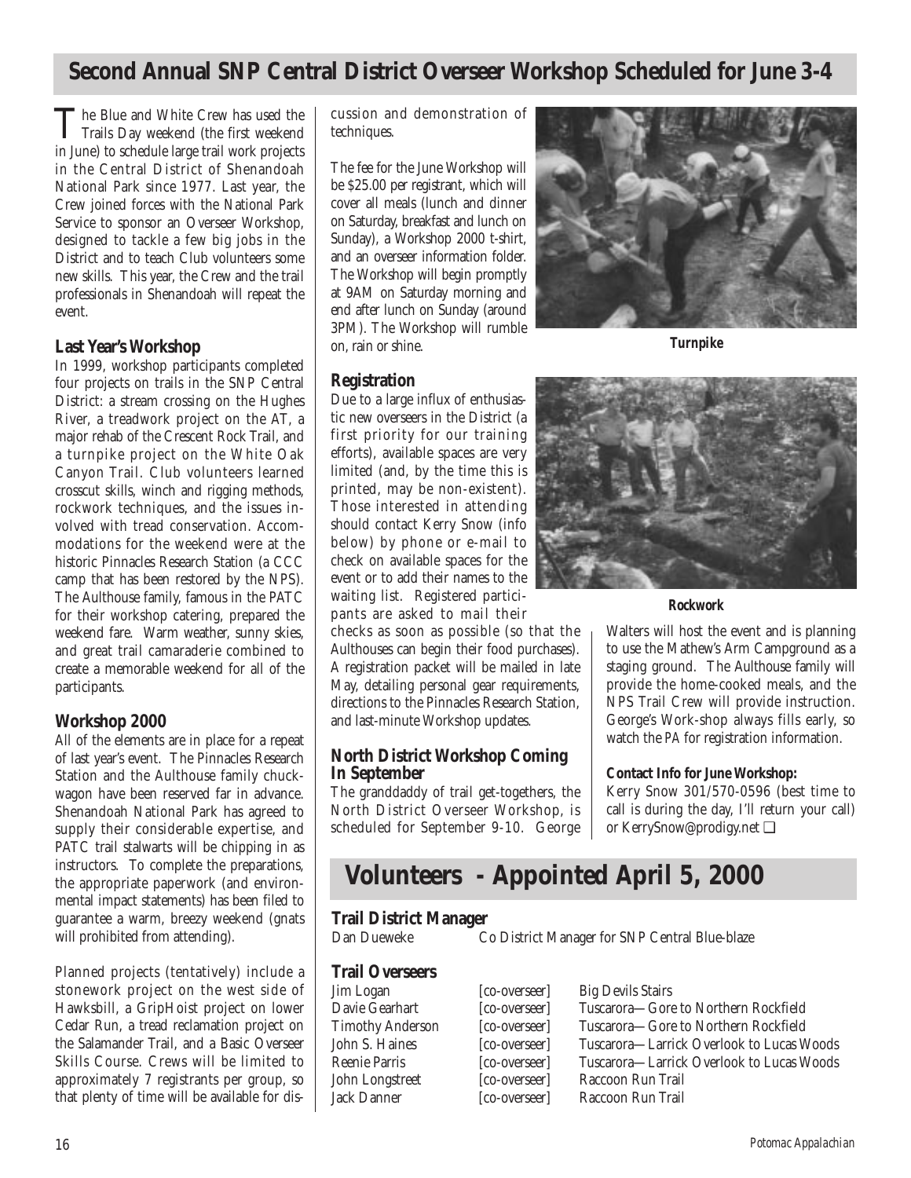# Second Annual SNP Central District Overseer Workshop Scheduled for June 3-4

The Blue and White Crew has used the Trails Day weekend (the first weekend in June) to schedule large trail work projects in the Central District of Shenandoah National Park since 1977. Last year, the Crew joined forces with the National Park Service to sponsor an Overseer Workshop, designed to tackle a few big jobs in the District and to teach Club volunteers some new skills. This year, the Crew and the trail professionals in Shenandoah will repeat the event.

### Last Year's Workshop

In 1999, workshop participants completed four projects on trails in the SNP Central District: a stream crossing on the Hughes River, a treadwork project on the AT, a major rehab of the Crescent Rock Trail, and a turnpike project on the White Oak Canyon Trail. Club volunteers learned crosscut skills, winch and rigging methods, rockwork techniques, and the issues involved with tread conservation. Accommodations for the weekend were at the historic Pinnacles Research Station (a CCC camp that has been restored by the NPS). The Aulthouse family, famous in the PATC for their workshop catering, prepared the weekend fare. Warm weather, sunny skies, and great trail camaraderie combined to create a memorable weekend for all of the participants.

### Workshop 2000

All of the elements are in place for a repeat of last year's event. The Pinnacles Research Station and the Aulthouse family chuckwagon have been reserved far in advance. Shenandoah National Park has agreed to supply their considerable expertise, and PATC trail stalwarts will be chipping in as instructors. To complete the preparations, the appropriate paperwork (and environmental impact statements) has been filed to guarantee a warm, breezy weekend (gnats will prohibited from attending).

Planned projects (tentatively) include a stonework project on the west side of Hawksbill, a GripHoist project on lower Cedar Run, a tread reclamation project on the Salamander Trail, and a Basic Overseer Skills Course. Crews will be limited to approximately 7 registrants per group, so that plenty of time will be available for discussion and demonstration of techniques.

The fee for the June Workshop will be $25.00 per registrant, which will cover all meals (lunch and dinner on Saturday, breakfast and lunch on Sunday), a Workshop 2000 t-shirt, and an overseer information folder. The Workshop will begin promptly at 9AM on Saturday morning and end after lunch on Sunday (around 3PM). The Workshop will rumble on, rain or shine.

**Turnpike**

### Registration

Due to a large influx of enthusiastic new overseers in the District (a first priority for our training efforts), available spaces are very limited (and, by the time this is printed, may be non-existent). Those interested in attending should contact Kerry Snow (info below) by phone or e-mail to check on available spaces for the event or to add their names to the waiting list. Registered participants are asked to mail their checks as soon as possible (so that the Aulthouses can begin their food purchases). A registration packet will be mailed in late May, detailing personal gear requirements, directions to the Pinnacles Research Station, and last-minute Workshop updates.

**Rockwork**

### North District Workshop Coming In September

The granddaddy of trail get-togethers, the North District Overseer Workshop, is scheduled for September 9-10. George Walters will host the event and is planning to use the Mathew's Arm Campground as a staging ground. The Aulthouse family will provide the home-cooked meals, and the NPS Trail Crew will provide instruction. George's Work-shop always fills early, so watch the *PA* for registration information.

**Contact Info for June Workshop:**
Kerry Snow 301/570-0596 (best time to call is during the day, I'll return your call) or KerrySnow@prodigy.net ❑

# Volunteers - Appointed April 5, 2000

### Trail District Manager

| | | |
|---|---|---|
| Dan Dueweke | Co District Manager for SNP Central Blue-blaze | |

### Trail Overseers

| | | |
|---|---|---|
| Jim Logan | [co-overseer] | Big Devils Stairs |
| Davie Gearhart | [co-overseer] | Tuscarora—Gore to Northern Rockfield |
| Timothy Anderson | [co-overseer] | Tuscarora—Gore to Northern Rockfield |
| John S. Haines | [co-overseer] | Tuscarora—Larrick Overlook to Lucas Woods |
| Reenie Parris | [co-overseer] | Tuscarora—Larrick Overlook to Lucas Woods |
| John Longstreet | [co-overseer] | Raccoon Run Trail |
| Jack Danner | [co-overseer] | Raccoon Run Trail |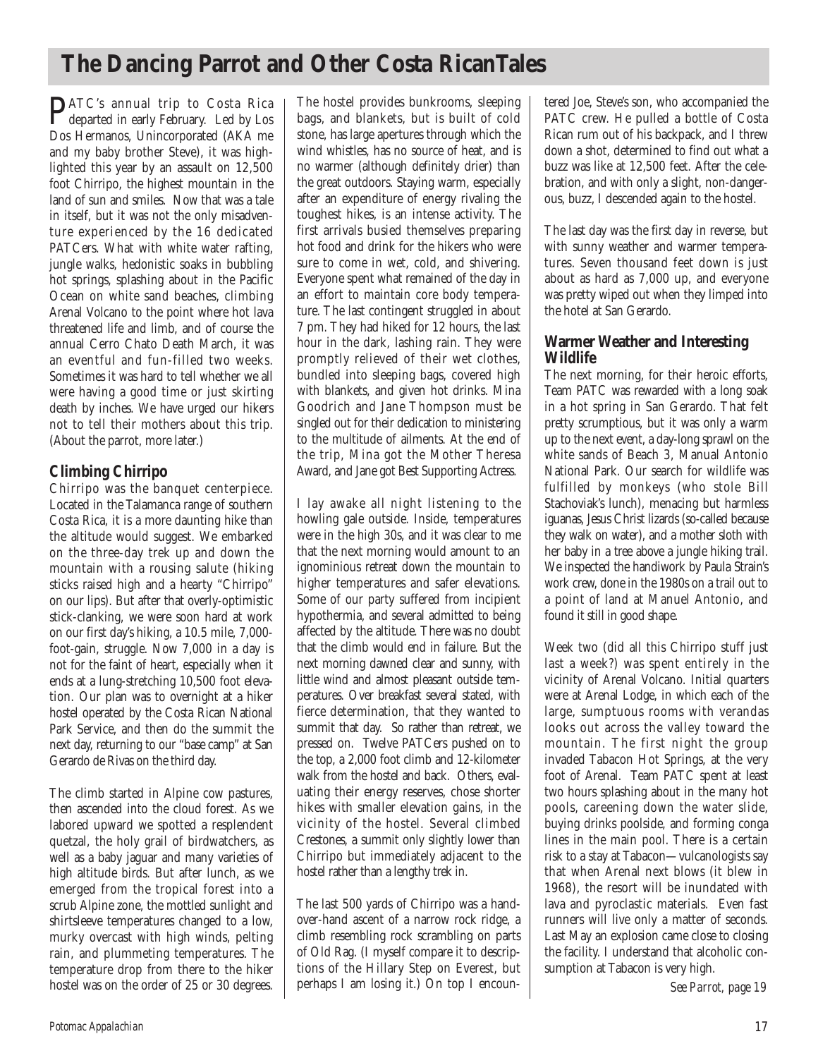# The Dancing Parrot and Other Costa RicanTales

PATC's annual trip to Costa Rica departed in early February. Led by Los Dos Hermanos, Unincorporated (AKA me and my baby brother Steve), it was highlighted this year by an assault on 12,500 foot Chirripo, the highest mountain in the land of sun and smiles. Now that was a tale in itself, but it was not the only misadventure experienced by the 16 dedicated PATCers. What with white water rafting, jungle walks, hedonistic soaks in bubbling hot springs, splashing about in the Pacific Ocean on white sand beaches, climbing Arenal Volcano to the point where hot lava threatened life and limb, and of course the annual Cerro Chato Death March, it was an eventful and fun-filled two weeks. Sometimes it was hard to tell whether we all were having a good time or just skirting death by inches. We have urged our hikers not to tell their mothers about this trip. (About the parrot, more later.)

## Climbing Chirripo

Chirripo was the banquet centerpiece. Located in the Talamanca range of southern Costa Rica, it is a more daunting hike than the altitude would suggest. We embarked on the three-day trek up and down the mountain with a rousing salute (hiking sticks raised high and a hearty "Chirripo" on our lips). But after that overly-optimistic stick-clanking, we were soon hard at work on our first day's hiking, a 10.5 mile, 7,000-foot-gain, struggle. Now 7,000 in a day is not for the faint of heart, especially when it ends at a lung-stretching 10,500 foot elevation. Our plan was to overnight at a hiker hostel operated by the Costa Rican National Park Service, and then do the summit the next day, returning to our "base camp" at San Gerardo de Rivas on the third day.

The climb started in Alpine cow pastures, then ascended into the cloud forest. As we labored upward we spotted a resplendent quetzal, the holy grail of birdwatchers, as well as a baby jaguar and many varieties of high altitude birds. But after lunch, as we emerged from the tropical forest into a scrub Alpine zone, the mottled sunlight and shirtsleeve temperatures changed to a low, murky overcast with high winds, pelting rain, and plummeting temperatures. The temperature drop from there to the hiker hostel was on the order of 25 or 30 degrees. The hostel provides bunkrooms, sleeping bags, and blankets, but is built of cold stone, has large apertures through which the wind whistles, has no source of heat, and is no warmer (although definitely drier) than the great outdoors. Staying warm, especially after an expenditure of energy rivaling the toughest hikes, is an intense activity. The first arrivals busied themselves preparing hot food and drink for the hikers who were sure to come in wet, cold, and shivering. Everyone spent what remained of the day in an effort to maintain core body temperature. The last contingent struggled in about 7 pm. They had hiked for 12 hours, the last hour in the dark, lashing rain. They were promptly relieved of their wet clothes, bundled into sleeping bags, covered high with blankets, and given hot drinks. Mina Goodrich and Jane Thompson must be singled out for their dedication to ministering to the multitude of ailments. At the end of the trip, Mina got the Mother Theresa Award, and Jane got Best Supporting Actress.

I lay awake all night listening to the howling gale outside. Inside, temperatures were in the high 30s, and it was clear to me that the next morning would amount to an ignominious retreat down the mountain to higher temperatures and safer elevations. Some of our party suffered from incipient hypothermia, and several admitted to being affected by the altitude. There was no doubt that the climb would end in failure. But the next morning dawned clear and sunny, with little wind and almost pleasant outside temperatures. Over breakfast several stated, with fierce determination, that they wanted to summit that day. So rather than retreat, we pressed on. Twelve PATCers pushed on to the top, a 2,000 foot climb and 12-kilometer walk from the hostel and back. Others, evaluating their energy reserves, chose shorter hikes with smaller elevation gains, in the vicinity of the hostel. Several climbed Crestones, a summit only slightly lower than Chirripo but immediately adjacent to the hostel rather than a lengthy trek in.

The last 500 yards of Chirripo was a hand-over-hand ascent of a narrow rock ridge, a climb resembling rock scrambling on parts of Old Rag. (I myself compare it to descriptions of the Hillary Step on Everest, but perhaps I am losing it.) On top I encountered Joe, Steve's son, who accompanied the PATC crew. He pulled a bottle of Costa Rican rum out of his backpack, and I threw down a shot, determined to find out what a buzz was like at 12,500 feet. After the celebration, and with only a slight, non-dangerous, buzz, I descended again to the hostel.

The last day was the first day in reverse, but with sunny weather and warmer temperatures. Seven thousand feet down is just about as hard as 7,000 up, and everyone was pretty wiped out when they limped into the hotel at San Gerardo.

## Warmer Weather and Interesting Wildlife

The next morning, for their heroic efforts, Team PATC was rewarded with a long soak in a hot spring in San Gerardo. That felt pretty scrumptious, but it was only a warm up to the next event, a day-long sprawl on the white sands of Beach 3, Manual Antonio National Park. Our search for wildlife was fulfilled by monkeys (who stole Bill Stachoviak's lunch), menacing but harmless iguanas, Jesus Christ lizards (so-called because they walk on water), and a mother sloth with her baby in a tree above a jungle hiking trail. We inspected the handiwork by Paula Strain's work crew, done in the 1980s on a trail out to a point of land at Manuel Antonio, and found it still in good shape.

Week two (did all this Chirripo stuff just last a week?) was spent entirely in the vicinity of Arenal Volcano. Initial quarters were at Arenal Lodge, in which each of the large, sumptuous rooms with verandas looks out across the valley toward the mountain. The first night the group invaded Tabacon Hot Springs, at the very foot of Arenal. Team PATC spent at least two hours splashing about in the many hot pools, careening down the water slide, buying drinks poolside, and forming conga lines in the main pool. There is a certain risk to a stay at Tabacon—vulcanologists say that when Arenal next blows (it blew in 1968), the resort will be inundated with lava and pyroclastic materials. Even fast runners will live only a matter of seconds. Last May an explosion came close to closing the facility. I understand that alcoholic consumption at Tabacon is very high.

*See Parrot, page 19*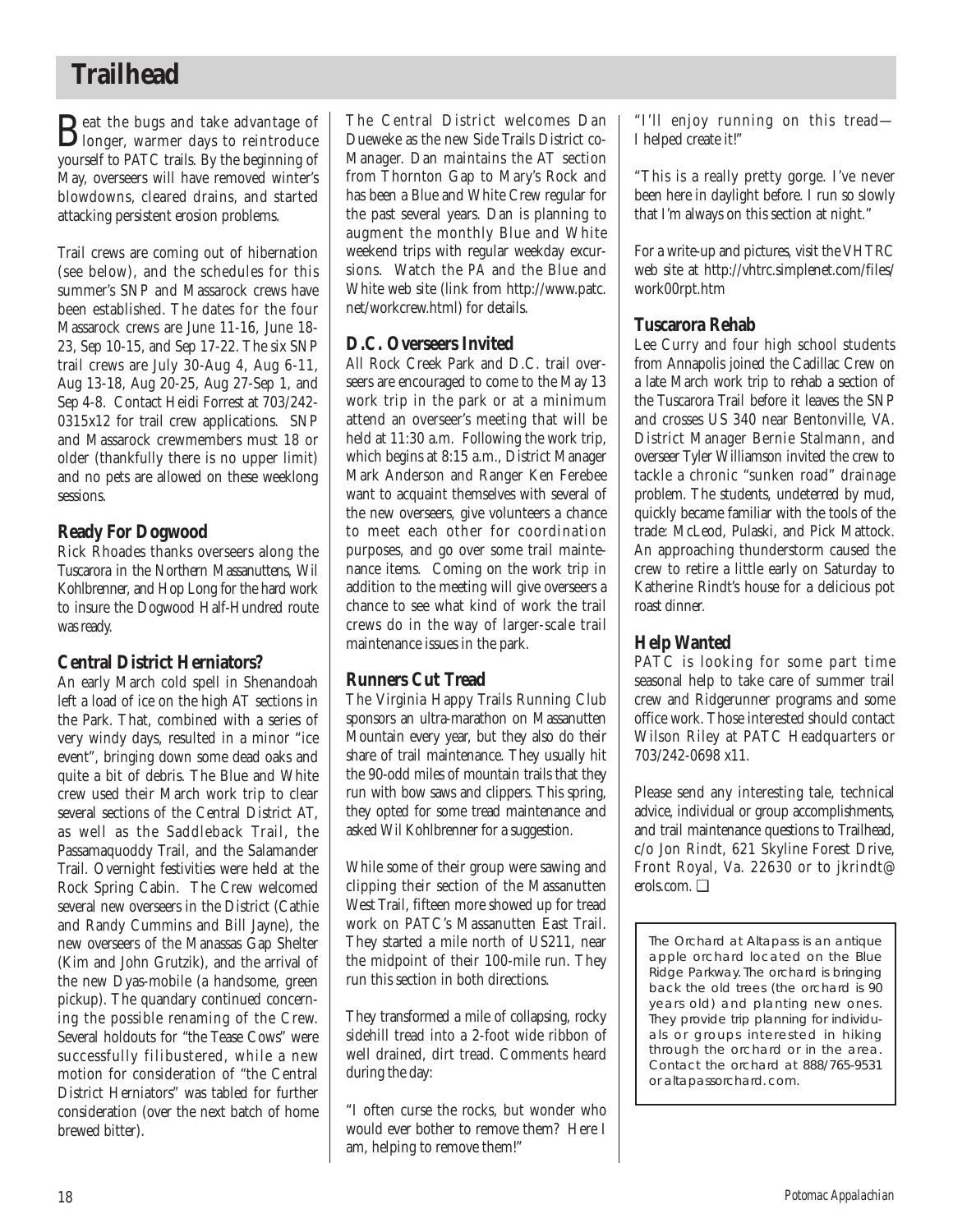# Trailhead

Beat the bugs and take advantage of longer, warmer days to reintroduce yourself to PATC trails. By the beginning of May, overseers will have removed winter's blowdowns, cleared drains, and started attacking persistent erosion problems.

Trail crews are coming out of hibernation (see below), and the schedules for this summer's SNP and Massarock crews have been established. The dates for the four Massarock crews are June 11-16, June 18-23, Sep 10-15, and Sep 17-22. The six SNP trail crews are July 30-Aug 4, Aug 6-11, Aug 13-18, Aug 20-25, Aug 27-Sep 1, and Sep 4-8. Contact Heidi Forrest at 703/242-0315x12 for trail crew applications. SNP and Massarock crewmembers must 18 or older (thankfully there is no upper limit) and no pets are allowed on these weeklong sessions.

## Ready For Dogwood

Rick Rhoades thanks overseers along the Tuscarora in the Northern Massanuttens, Wil Kohlbrenner, and Hop Long for the hard work to insure the Dogwood Half-Hundred route was ready.

## Central District Herniators?

An early March cold spell in Shenandoah left a load of ice on the high AT sections in the Park. That, combined with a series of very windy days, resulted in a minor "ice event", bringing down some dead oaks and quite a bit of debris. The Blue and White crew used their March work trip to clear several sections of the Central District AT, as well as the Saddleback Trail, the Passamaquoddy Trail, and the Salamander Trail. Overnight festivities were held at the Rock Spring Cabin. The Crew welcomed several new overseers in the District (Cathie and Randy Cummins and Bill Jayne), the new overseers of the Manassas Gap Shelter (Kim and John Grutzik), and the arrival of the new Dyas-mobile (a handsome, green pickup). The quandary continued concerning the possible renaming of the Crew. Several holdouts for "the Tease Cows" were successfully filibustered, while a new motion for consideration of "the Central District Herniators" was tabled for further consideration (over the next batch of home brewed bitter).

The Central District welcomes Dan Dueweke as the new Side Trails District co-Manager. Dan maintains the AT section from Thornton Gap to Mary's Rock and has been a Blue and White Crew regular for the past several years. Dan is planning to augment the monthly Blue and White weekend trips with regular weekday excursions. Watch the *PA* and the Blue and White web site (link from http://www.patc.net/workcrew.html) for details.

## D.C. Overseers Invited

All Rock Creek Park and D.C. trail overseers are encouraged to come to the May 13 work trip in the park or at a minimum attend an overseer's meeting that will be held at 11:30 a.m. Following the work trip, which begins at 8:15 a.m., District Manager Mark Anderson and Ranger Ken Ferebee want to acquaint themselves with several of the new overseers, give volunteers a chance to meet each other for coordination purposes, and go over some trail maintenance items. Coming on the work trip in addition to the meeting will give overseers a chance to see what kind of work the trail crews do in the way of larger-scale trail maintenance issues in the park.

## Runners Cut Tread

The Virginia Happy Trails Running Club sponsors an ultra-marathon on Massanutten Mountain every year, but they also do their share of trail maintenance. They usually hit the 90-odd miles of mountain trails that they run with bow saws and clippers. This spring, they opted for some tread maintenance and asked Wil Kohlbrenner for a suggestion.

While some of their group were sawing and clipping their section of the Massanutten West Trail, fifteen more showed up for tread work on PATC's Massanutten East Trail. They started a mile north of US211, near the midpoint of their 100-mile run. They run this section in both directions.

They transformed a mile of collapsing, rocky sidehill tread into a 2-foot wide ribbon of well drained, dirt tread. Comments heard during the day:

"I often curse the rocks, but wonder who would ever bother to remove them? Here I am, helping to remove them!"

"I'll enjoy running on this tread—I helped create it!"

"This is a really pretty gorge. I've never been here in daylight before. I run so slowly that I'm always on this section at night."

For a write-up and pictures, visit the VHTRC web site at http://vhtrc.simplenet.com/files/work00rpt.htm

## Tuscarora Rehab

Lee Curry and four high school students from Annapolis joined the Cadillac Crew on a late March work trip to rehab a section of the Tuscarora Trail before it leaves the SNP and crosses US 340 near Bentonville, VA. District Manager Bernie Stalmann, and overseer Tyler Williamson invited the crew to tackle a chronic "sunken road" drainage problem. The students, undeterred by mud, quickly became familiar with the tools of the trade: McLeod, Pulaski, and Pick Mattock. An approaching thunderstorm caused the crew to retire a little early on Saturday to Katherine Rindt's house for a delicious pot roast dinner.

## Help Wanted

PATC is looking for some part time seasonal help to take care of summer trail crew and Ridgerunner programs and some office work. Those interested should contact Wilson Riley at PATC Headquarters or 703/242-0698 x11.

Please send any interesting tale, technical advice, individual or group accomplishments, and trail maintenance questions to Trailhead, c/o Jon Rindt, 621 Skyline Forest Drive, Front Royal, Va. 22630 or to jkrindt@erols.com. ❑

The Orchard at Altapass is an antique apple orchard located on the Blue Ridge Parkway. The orchard is bringing back the old trees (the orchard is 90 years old) and planting new ones. They provide trip planning for individuals or groups interested in hiking through the orchard or in the area. Contact the orchard at 888/765-9531 or altapassorchard.com.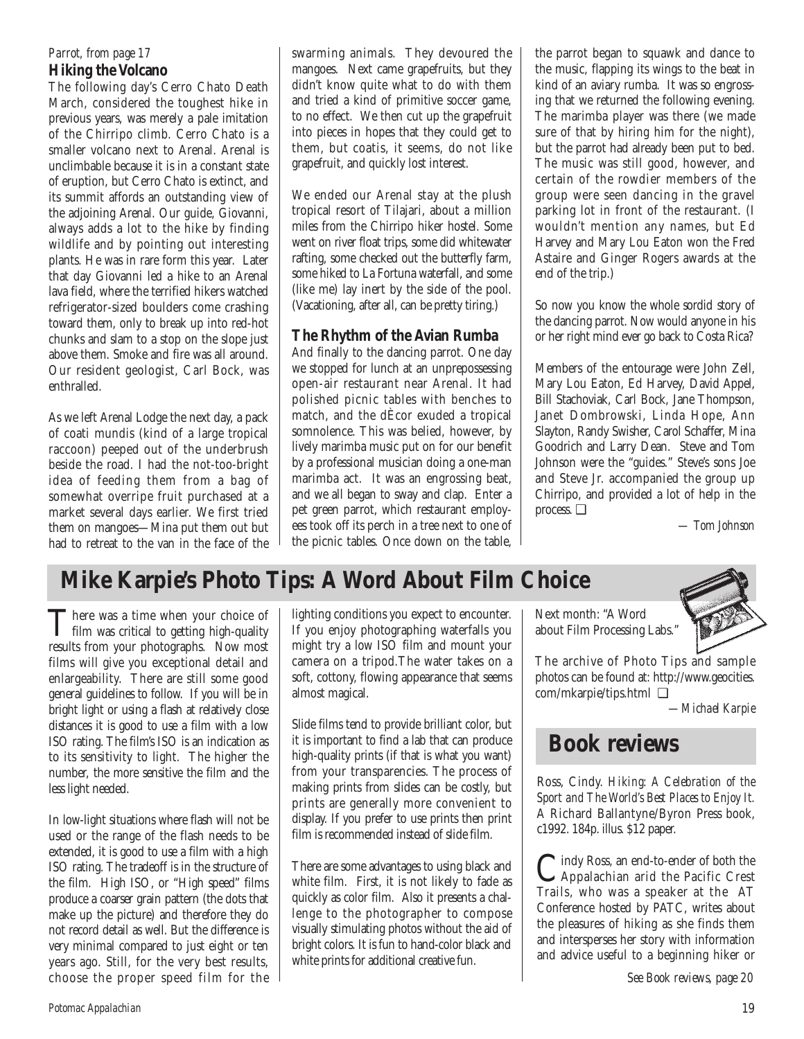*Parrot, from page 17*

### Hiking the Volcano

The following day's Cerro Chato Death March, considered the toughest hike in previous years, was merely a pale imitation of the Chirripo climb. Cerro Chato is a smaller volcano next to Arenal. Arenal is unclimbable because it is in a constant state of eruption, but Cerro Chato is extinct, and its summit affords an outstanding view of the adjoining Arenal. Our guide, Giovanni, always adds a lot to the hike by finding wildlife and by pointing out interesting plants. He was in rare form this year. Later that day Giovanni led a hike to an Arenal lava field, where the terrified hikers watched refrigerator-sized boulders come crashing toward them, only to break up into red-hot chunks and slam to a stop on the slope just above them. Smoke and fire was all around. Our resident geologist, Carl Bock, was enthralled.

As we left Arenal Lodge the next day, a pack of coati mundis (kind of a large tropical raccoon) peeped out of the underbrush beside the road. I had the not-too-bright idea of feeding them from a bag of somewhat overripe fruit purchased at a market several days earlier. We first tried them on mangoes—Mina put them out but had to retreat to the van in the face of the swarming animals. They devoured the mangoes. Next came grapefruits, but they didn't know quite what to do with them and tried a kind of primitive soccer game, to no effect. We then cut up the grapefruit into pieces in hopes that they could get to them, but coatis, it seems, do not like grapefruit, and quickly lost interest.

We ended our Arenal stay at the plush tropical resort of Tilajari, about a million miles from the Chirripo hiker hostel. Some went on river float trips, some did whitewater rafting, some checked out the butterfly farm, some hiked to La Fortuna waterfall, and some (like me) lay inert by the side of the pool. (Vacationing, after all, can be pretty tiring.)

### The Rhythm of the Avian Rumba

And finally to the dancing parrot. One day we stopped for lunch at an unprepossessing open-air restaurant near Arenal. It had polished picnic tables with benches to match, and the dÈcor exuded a tropical somnolence. This was belied, however, by lively marimba music put on for our benefit by a professional musician doing a one-man marimba act. It was an engrossing beat, and we all began to sway and clap. Enter a pet green parrot, which restaurant employees took off its perch in a tree next to one of the picnic tables. Once down on the table, the parrot began to squawk and dance to the music, flapping its wings to the beat in kind of an aviary rumba. It was so engrossing that we returned the following evening. The marimba player was there (we made sure of that by hiring him for the night), but the parrot had already been put to bed. The music was still good, however, and certain of the rowdier members of the group were seen dancing in the gravel parking lot in front of the restaurant. (I wouldn't mention any names, but Ed Harvey and Mary Lou Eaton won the Fred Astaire and Ginger Rogers awards at the end of the trip.)

So now you know the whole sordid story of the dancing parrot. Now would anyone in his or her right mind ever go back to Costa Rica?

Members of the entourage were John Zell, Mary Lou Eaton, Ed Harvey, David Appel, Bill Stachoviak, Carl Bock, Jane Thompson, Janet Dombrowski, Linda Hope, Ann Slayton, Randy Swisher, Carol Schaffer, Mina Goodrich and Larry Dean. Steve and Tom Johnson were the "guides." Steve's sons Joe and Steve Jr. accompanied the group up Chirripo, and provided a lot of help in the process. ❑

*— Tom Johnson*

## Mike Karpie's Photo Tips: A Word About Film Choice

There was a time when your choice of film was critical to getting high-quality results from your photographs. Now most films will give you exceptional detail and enlargeability. There are still some good general guidelines to follow. If you will be in bright light or using a flash at relatively close distances it is good to use a film with a low ISO rating. The film's ISO is an indication as to its sensitivity to light. The higher the number, the more sensitive the film and the less light needed.

In low-light situations where flash will not be used or the range of the flash needs to be extended, it is good to use a film with a high ISO rating. The tradeoff is in the structure of the film. High ISO, or "High speed" films produce a coarser grain pattern (the dots that make up the picture) and therefore they do not record detail as well. But the difference is very minimal compared to just eight or ten years ago. Still, for the very best results, choose the proper speed film for the lighting conditions you expect to encounter. If you enjoy photographing waterfalls you might try a low ISO film and mount your camera on a tripod.The water takes on a soft, cottony, flowing appearance that seems almost magical.

Slide films tend to provide brilliant color, but it is important to find a lab that can produce high-quality prints (if that is what you want) from your transparencies. The process of making prints from slides can be costly, but prints are generally more convenient to display. If you prefer to use prints then print film is recommended instead of slide film.

There are some advantages to using black and white film. First, it is not likely to fade as quickly as color film. Also it presents a challenge to the photographer to compose visually stimulating photos without the aid of bright colors. It is fun to hand-color black and white prints for additional creative fun.

Next month: "A Word about Film Processing Labs."

The archive of Photo Tips and sample photos can be found at: http://www.geocities.com/mkarpie/tips.html ❑

*—Michael Karpie*

## Book reviews

Ross, Cindy. *Hiking: A Celebration of the Sport and The World's Best Places to Enjoy It.* A Richard Ballantyne/Byron Press book, c1992. 184p. illus. $12 paper.

Cindy Ross, an end-to-ender of both the Appalachian arid the Pacific Crest Trails, who was a speaker at the AT Conference hosted by PATC, writes about the pleasures of hiking as she finds them and intersperses her story with information and advice useful to a beginning hiker or

*See Book reviews, page 20*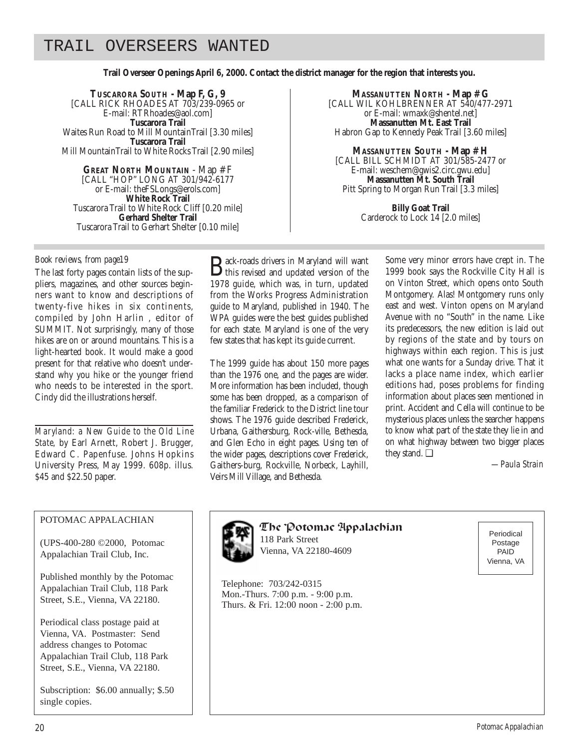# TRAIL OVERSEERS WANTED

**Trail Overseer Openings April 6, 2000. Contact the district manager for the region that interests you.**

**TUSCARORA SOUTH - Map F, G, 9**
[CALL RICK RHOADES AT 703/239-0965 or E-mail: RTRhoades@aol.com]
**Tuscarora Trail**
Waites Run Road to Mill MountainTrail [3.30 miles]
**Tuscarora Trail**
Mill MountainTrail to White Rocks Trail [2.90 miles]

**GREAT NORTH MOUNTAIN** - Map # F
[CALL "HOP" LONG AT 301/942-6177 or E-mail: theFSLongs@erols.com]
**White Rock Trail**
Tuscarora Trail to White Rock Cliff [0.20 mile]
**Gerhard Shelter Trail**
Tuscarora Trail to Gerhart Shelter [0.10 mile]

**MASSANUTTEN NORTH - Map # G**
[CALL WIL KOHLBRENNER AT 540/477-2971 or E-mail: wmaxk@shentel.net]
**Massanutten Mt. East Trail**
Habron Gap to Kennedy Peak Trail [3.60 miles]

**MASSANUTTEN SOUTH - Map # H**
[CALL BILL SCHMIDT AT 301/585-2477 or E-mail: weschem@gwis2.circ.gwu.edu]
**Massanutten Mt. South Trail**
Pitt Spring to Morgan Run Trail [3.3 miles]

**Billy Goat Trail**
Carderock to Lock 14 [2.0 miles]

---

*Book reviews, from page19*

The last forty pages contain lists of the suppliers, magazines, and other sources beginners want to know and descriptions of twenty-five hikes in six continents, compiled by John Harlin , editor of SUMMIT. Not surprisingly, many of those hikes are on or around mountains. This is a light-hearted book. It would make a good present for that relative who doesn't understand why you hike or the younger friend who needs to be interested in the sport. Cindy did the illustrations herself.

*Maryland: a New Guide to the Old Line State*, by Earl Arnett, Robert J. Brugger, Edward C. Papenfuse. Johns Hopkins University Press, May 1999. 608p. illus. $45 and $22.50 paper.

Back-roads drivers in Maryland will want this revised and updated version of the 1978 guide, which was, in turn, updated from the Works Progress Administration guide to Maryland, published in 1940. The WPA guides were the best guides published for each state. Maryland is one of the very few states that has kept its guide current.

The 1999 guide has about 150 more pages than the 1976 one, and the pages are wider. More information has been included, though some has been dropped, as a comparison of the familiar Frederick to the District line tour shows. The 1976 guide described Frederick, Urbana, Gaithersburg, Rock-ville, Bethesda, and Glen Echo in eight pages. Using ten of the wider pages, descriptions cover Frederick, Gaithers-burg, Rockville, Norbeck, Layhill, Veirs Mill Village, and Bethesda.

Some very minor errors have crept in. The 1999 book says the Rockville City Hall is on Vinton Street, which opens onto South Montgomery. Alas! Montgomery runs only east and west. Vinton opens on Maryland Avenue with no "South" in the name. Like its predecessors, the new edition is laid out by regions of the state and by tours on highways within each region. This is just what one wants for a Sunday drive. That it lacks a place name index, which earlier editions had, poses problems for finding information about places seen mentioned in print. Accident and Cella will continue to be mysterious places unless the searcher happens to know what part of the state they lie in and on what highway between two bigger places they stand. ❑

*—Paula Strain*

---

POTOMAC APPALACHIAN

(UPS-400-280 ©2000, Potomac Appalachian Trail Club, Inc.

Published monthly by the Potomac Appalachian Trail Club, 118 Park Street, S.E., Vienna, VA 22180.

Periodical class postage paid at Vienna, VA. Postmaster: Send address changes to Potomac Appalachian Trail Club, 118 Park Street, S.E., Vienna, VA 22180.

Subscription: $6.00 annually; $.50 single copies.

---

**The Potomac Appalachian**
118 Park Street
Vienna, VA 22180-4609

Telephone: 703/242-0315
Mon.-Thurs. 7:00 p.m. - 9:00 p.m.
Thurs. & Fri. 12:00 noon - 2:00 p.m.

Periodical
Postage
PAID
Vienna, VA